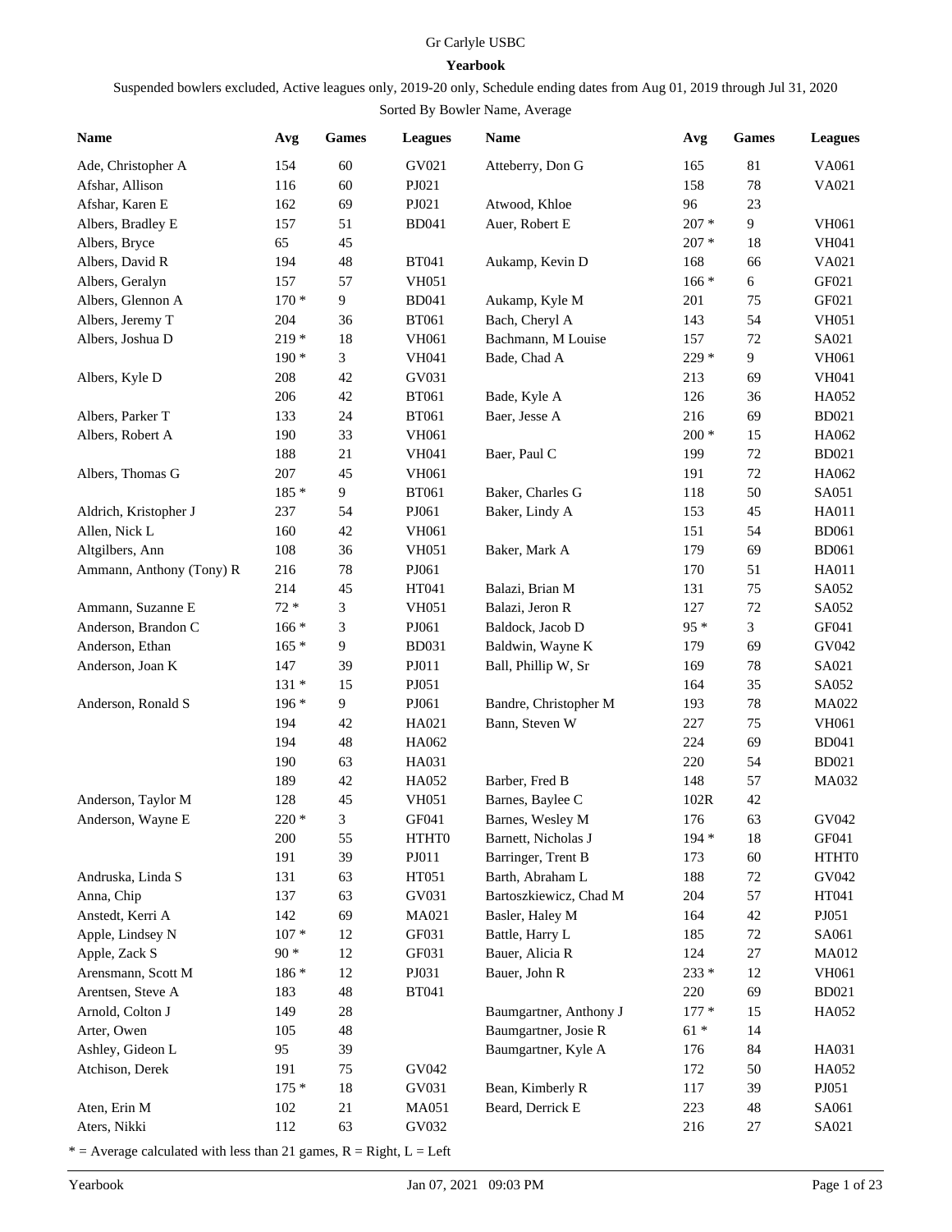Gr Carlyle USBC

**Yearbook**

Suspended bowlers excluded, Active leagues only, 2019-20 only, Schedule ending dates from Aug 01, 2019 through Jul 31, 2020

Sorted By Bowler Name, Average

| Name | Avg | Games | Leagues |
|---|---|---|---|
| Ade, Christopher A | 154 | 60 | GV021 |
| Afshar, Allison | 116 | 60 | PJ021 |
| Afshar, Karen E | 162 | 69 | PJ021 |
| Albers, Bradley E | 157 | 51 | BD041 |
| Albers, Bryce | 65 | 45 | |
| Albers, David R | 194 | 48 | BT041 |
| Albers, Geralyn | 157 | 57 | VH051 |
| Albers, Glennon A | 170 * | 9 | BD041 |
| Albers, Jeremy T | 204 | 36 | BT061 |
| Albers, Joshua D | 219 * | 18 | VH061 |
| | 190 * | 3 | VH041 |
| Albers, Kyle D | 208 | 42 | GV031 |
| | 206 | 42 | BT061 |
| Albers, Parker T | 133 | 24 | BT061 |
| Albers, Robert A | 190 | 33 | VH061 |
| | 188 | 21 | VH041 |
| Albers, Thomas G | 207 | 45 | VH061 |
| | 185 * | 9 | BT061 |
| Aldrich, Kristopher J | 237 | 54 | PJ061 |
| Allen, Nick L | 160 | 42 | VH061 |
| Altgilbers, Ann | 108 | 36 | VH051 |
| Ammann, Anthony (Tony) R | 216 | 78 | PJ061 |
| | 214 | 45 | HT041 |
| Ammann, Suzanne E | 72 * | 3 | VH051 |
| Anderson, Brandon C | 166 * | 3 | PJ061 |
| Anderson, Ethan | 165 * | 9 | BD031 |
| Anderson, Joan K | 147 | 39 | PJ011 |
| | 131 * | 15 | PJ051 |
| Anderson, Ronald S | 196 * | 9 | PJ061 |
| | 194 | 42 | HA021 |
| | 194 | 48 | HA062 |
| | 190 | 63 | HA031 |
| | 189 | 42 | HA052 |
| Anderson, Taylor M | 128 | 45 | VH051 |
| Anderson, Wayne E | 220 * | 3 | GF041 |
| | 200 | 55 | HTHT0 |
| | 191 | 39 | PJ011 |
| Andruska, Linda S | 131 | 63 | HT051 |
| Anna, Chip | 137 | 63 | GV031 |
| Anstedt, Kerri A | 142 | 69 | MA021 |
| Apple, Lindsey N | 107 * | 12 | GF031 |
| Apple, Zack S | 90 * | 12 | GF031 |
| Arensmann, Scott M | 186 * | 12 | PJ031 |
| Arentsen, Steve A | 183 | 48 | BT041 |
| Arnold, Colton J | 149 | 28 | |
| Arter, Owen | 105 | 48 | |
| Ashley, Gideon L | 95 | 39 | |
| Atchison, Derek | 191 | 75 | GV042 |
| | 175 * | 18 | GV031 |
| Aten, Erin M | 102 | 21 | MA051 |
| Aters, Nikki | 112 | 63 | GV032 |
| Atteberry, Don G | 165 | 81 | VA061 |
| | 158 | 78 | VA021 |
| Atwood, Khloe | 96 | 23 | |
| Auer, Robert E | 207 * | 9 | VH061 |
| | 207 * | 18 | VH041 |
| Aukamp, Kevin D | 168 | 66 | VA021 |
| | 166 * | 6 | GF021 |
| Aukamp, Kyle M | 201 | 75 | GF021 |
| Bach, Cheryl A | 143 | 54 | VH051 |
| Bachmann, M Louise | 157 | 72 | SA021 |
| Bade, Chad A | 229 * | 9 | VH061 |
| | 213 | 69 | VH041 |
| Bade, Kyle A | 126 | 36 | HA052 |
| Baer, Jesse A | 216 | 69 | BD021 |
| | 200 * | 15 | HA062 |
| Baer, Paul C | 199 | 72 | BD021 |
| | 191 | 72 | HA062 |
| Baker, Charles G | 118 | 50 | SA051 |
| Baker, Lindy A | 153 | 45 | HA011 |
| | 151 | 54 | BD061 |
| Baker, Mark A | 179 | 69 | BD061 |
| | 170 | 51 | HA011 |
| Balazi, Brian M | 131 | 75 | SA052 |
| Balazi, Jeron R | 127 | 72 | SA052 |
| Baldock, Jacob D | 95 * | 3 | GF041 |
| Baldwin, Wayne K | 179 | 69 | GV042 |
| Ball, Phillip W, Sr | 169 | 78 | SA021 |
| | 164 | 35 | SA052 |
| Bandre, Christopher M | 193 | 78 | MA022 |
| Bann, Steven W | 227 | 75 | VH061 |
| | 224 | 69 | BD041 |
| | 220 | 54 | BD021 |
| Barber, Fred B | 148 | 57 | MA032 |
| Barnes, Baylee C | 102R | 42 | |
| Barnes, Wesley M | 176 | 63 | GV042 |
| Barnett, Nicholas J | 194 * | 18 | GF041 |
| Barringer, Trent B | 173 | 60 | HTHT0 |
| Barth, Abraham L | 188 | 72 | GV042 |
| Bartoszkiewicz, Chad M | 204 | 57 | HT041 |
| Basler, Haley M | 164 | 42 | PJ051 |
| Battle, Harry L | 185 | 72 | SA061 |
| Bauer, Alicia R | 124 | 27 | MA012 |
| Bauer, John R | 233 * | 12 | VH061 |
| | 220 | 69 | BD021 |
| Baumgartner, Anthony J | 177 * | 15 | HA052 |
| Baumgartner, Josie R | 61 * | 14 | |
| Baumgartner, Kyle A | 176 | 84 | HA031 |
| | 172 | 50 | HA052 |
| Bean, Kimberly R | 117 | 39 | PJ051 |
| Beard, Derrick E | 223 | 48 | SA061 |
| | 216 | 27 | SA021 |

\* = Average calculated with less than 21 games, R = Right, L = Left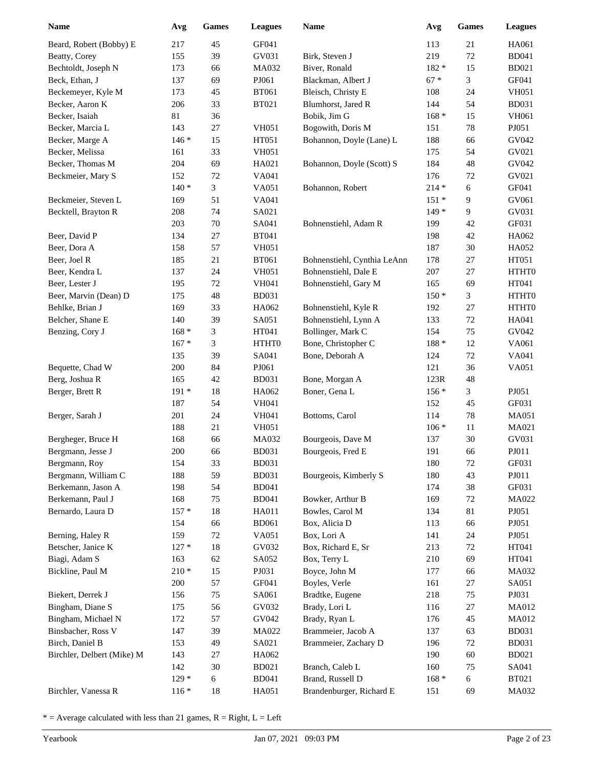| Name | Avg | Games | Leagues |
|---|---|---|---|
| Beard, Robert (Bobby) E | 217 | 45 | GF041 |
| Beatty, Corey | 155 | 39 | GV031 |
| Bechtoldt, Joseph N | 173 | 66 | MA032 |
| Beck, Ethan, J | 137 | 69 | PJ061 |
| Beckemeyer, Kyle M | 173 | 45 | BT061 |
| Becker, Aaron K | 206 | 33 | BT021 |
| Becker, Isaiah | 81 | 36 | |
| Becker, Marcia L | 143 | 27 | VH051 |
| Becker, Marge A | 146 * | 15 | HT051 |
| Becker, Melissa | 161 | 33 | VH051 |
| Becker, Thomas M | 204 | 69 | HA021 |
| Beckmeier, Mary S | 152 | 72 | VA041 |
| | 140 * | 3 | VA051 |
| Beckmeier, Steven L | 169 | 51 | VA041 |
| Becktell, Brayton R | 208 | 74 | SA021 |
| | 203 | 70 | SA041 |
| Beer, David P | 134 | 27 | BT041 |
| Beer, Dora A | 158 | 57 | VH051 |
| Beer, Joel R | 185 | 21 | BT061 |
| Beer, Kendra L | 137 | 24 | VH051 |
| Beer, Lester J | 195 | 72 | VH041 |
| Beer, Marvin (Dean) D | 175 | 48 | BD031 |
| Behlke, Brian J | 169 | 33 | HA062 |
| Belcher, Shane E | 140 | 39 | SA051 |
| Benzing, Cory J | 168 * | 3 | HT041 |
| | 167 * | 3 | HTHT0 |
| | 135 | 39 | SA041 |
| Bequette, Chad W | 200 | 84 | PJ061 |
| Berg, Joshua R | 165 | 42 | BD031 |
| Berger, Brett R | 191 * | 18 | HA062 |
| | 187 | 54 | VH041 |
| Berger, Sarah J | 201 | 24 | VH041 |
| | 188 | 21 | VH051 |
| Bergheger, Bruce H | 168 | 66 | MA032 |
| Bergmann, Jesse J | 200 | 66 | BD031 |
| Bergmann, Roy | 154 | 33 | BD031 |
| Bergmann, William C | 188 | 59 | BD031 |
| Berkemann, Jason A | 198 | 54 | BD041 |
| Berkemann, Paul J | 168 | 75 | BD041 |
| Bernardo, Laura D | 157 * | 18 | HA011 |
| | 154 | 66 | BD061 |
| Berning, Haley R | 159 | 72 | VA051 |
| Betscher, Janice K | 127 * | 18 | GV032 |
| Biagi, Adam S | 163 | 62 | SA052 |
| Bickline, Paul M | 210 * | 15 | PJ031 |
| | 200 | 57 | GF041 |
| Biekert, Derrek J | 156 | 75 | SA061 |
| Bingham, Diane S | 175 | 56 | GV032 |
| Bingham, Michael N | 172 | 57 | GV042 |
| Binsbacher, Ross V | 147 | 39 | MA022 |
| Birch, Daniel B | 153 | 49 | SA021 |
| Birchler, Delbert (Mike) M | 143 | 27 | HA062 |
| | 142 | 30 | BD021 |
| | 129 * | 6 | BD041 |
| Birchler, Vanessa R | 116 * | 18 | HA051 |
| | 113 | 21 | HA061 |
| Birk, Steven J | 219 | 72 | BD041 |
| Biver, Ronald | 182 * | 15 | BD021 |
| Blackman, Albert J | 67 * | 3 | GF041 |
| Bleisch, Christy E | 108 | 24 | VH051 |
| Blumhorst, Jared R | 144 | 54 | BD031 |
| Bobik, Jim G | 168 * | 15 | VH061 |
| Bogowith, Doris M | 151 | 78 | PJ051 |
| Bohannon, Doyle (Lane) L | 188 | 66 | GV042 |
| | 175 | 54 | GV021 |
| Bohannon, Doyle (Scott) S | 184 | 48 | GV042 |
| | 176 | 72 | GV021 |
| Bohannon, Robert | 214 * | 6 | GF041 |
| | 151 * | 9 | GV061 |
| | 149 * | 9 | GV031 |
| Bohnenstiehl, Adam R | 199 | 42 | GF031 |
| | 198 | 42 | HA062 |
| | 187 | 30 | HA052 |
| Bohnenstiehl, Cynthia LeAnn | 178 | 27 | HT051 |
| Bohnenstiehl, Dale E | 207 | 27 | HTHT0 |
| Bohnenstiehl, Gary M | 165 | 69 | HT041 |
| | 150 * | 3 | HTHT0 |
| Bohnenstiehl, Kyle R | 192 | 27 | HTHT0 |
| Bohnenstiehl, Lynn A | 133 | 72 | HA041 |
| Bollinger, Mark C | 154 | 75 | GV042 |
| Bone, Christopher C | 188 * | 12 | VA061 |
| Bone, Deborah A | 124 | 72 | VA041 |
| | 121 | 36 | VA051 |
| Bone, Morgan A | 123R | 48 | |
| Boner, Gena L | 156 * | 3 | PJ051 |
| | 152 | 45 | GF031 |
| Bottoms, Carol | 114 | 78 | MA051 |
| | 106 * | 11 | MA021 |
| Bourgeois, Dave M | 137 | 30 | GV031 |
| Bourgeois, Fred E | 191 | 66 | PJ011 |
| | 180 | 72 | GF031 |
| Bourgeois, Kimberly S | 180 | 43 | PJ011 |
| | 174 | 38 | GF031 |
| Bowker, Arthur B | 169 | 72 | MA022 |
| Bowles, Carol M | 134 | 81 | PJ051 |
| Box, Alicia D | 113 | 66 | PJ051 |
| Box, Lori A | 141 | 24 | PJ051 |
| Box, Richard E, Sr | 213 | 72 | HT041 |
| Box, Terry L | 210 | 69 | HT041 |
| Boyce, John M | 177 | 66 | MA032 |
| Boyles, Verle | 161 | 27 | SA051 |
| Bradtke, Eugene | 218 | 75 | PJ031 |
| Brady, Lori L | 116 | 27 | MA012 |
| Brady, Ryan L | 176 | 45 | MA012 |
| Brammeier, Jacob A | 137 | 63 | BD031 |
| Brammeier, Zachary D | 196 | 72 | BD031 |
| | 190 | 60 | BD021 |
| Branch, Caleb L | 160 | 75 | SA041 |
| Brand, Russell D | 168 * | 6 | BT021 |
| Brandenburger, Richard E | 151 | 69 | MA032 |

* = Average calculated with less than 21 games, R = Right, L = Left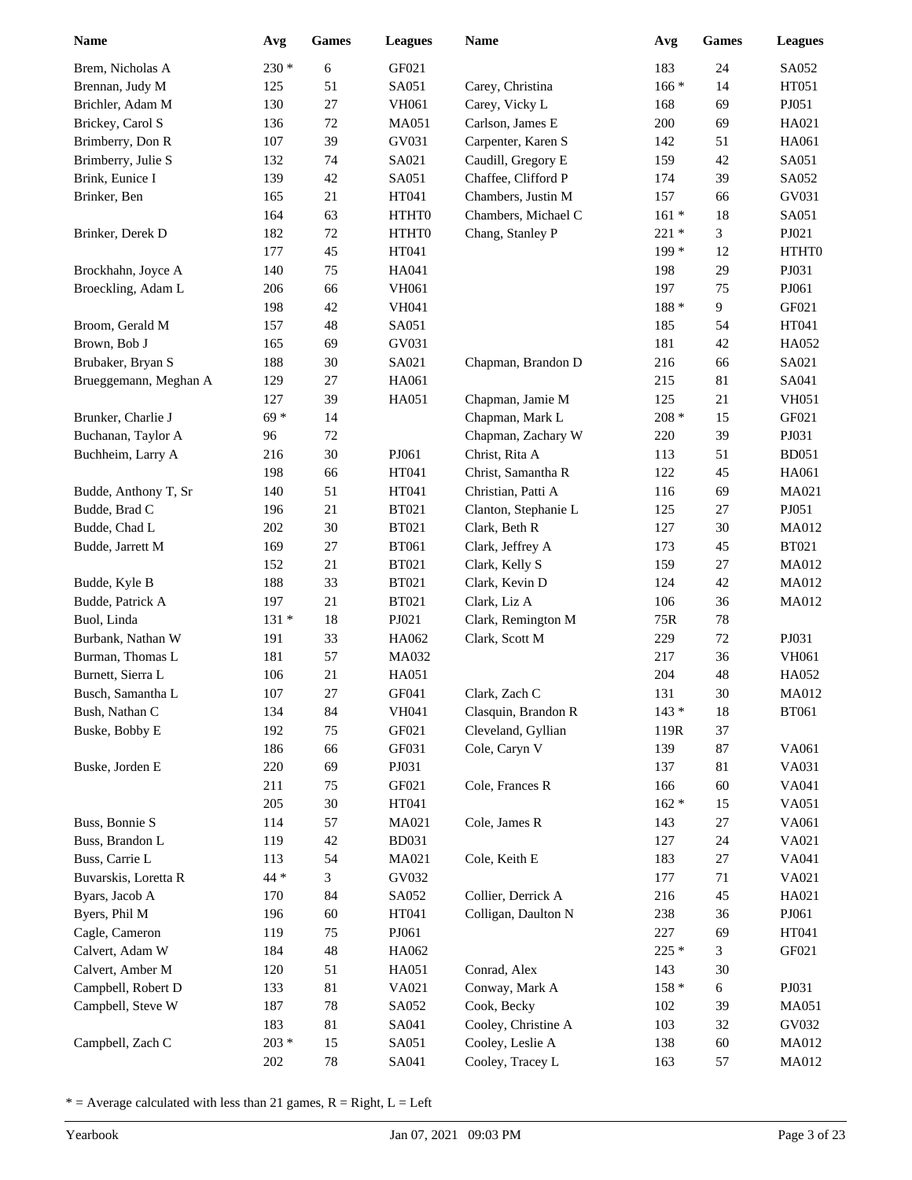| Name | Avg | Games | Leagues |
|---|---|---|---|
| Brem, Nicholas A | 230 * | 6 | GF021 |
| Brennan, Judy M | 125 | 51 | SA051 |
| Brichler, Adam M | 130 | 27 | VH061 |
| Brickey, Carol S | 136 | 72 | MA051 |
| Brimberry, Don R | 107 | 39 | GV031 |
| Brimberry, Julie S | 132 | 74 | SA021 |
| Brink, Eunice I | 139 | 42 | SA051 |
| Brinker, Ben | 165 | 21 | HT041 |
| | 164 | 63 | HTHT0 |
| Brinker, Derek D | 182 | 72 | HTHT0 |
| | 177 | 45 | HT041 |
| Brockhahn, Joyce A | 140 | 75 | HA041 |
| Broeckling, Adam L | 206 | 66 | VH061 |
| | 198 | 42 | VH041 |
| Broom, Gerald M | 157 | 48 | SA051 |
| Brown, Bob J | 165 | 69 | GV031 |
| Brubaker, Bryan S | 188 | 30 | SA021 |
| Brueggemann, Meghan A | 129 | 27 | HA061 |
| | 127 | 39 | HA051 |
| Brunker, Charlie J | 69 * | 14 | |
| Buchanan, Taylor A | 96 | 72 | |
| Buchheim, Larry A | 216 | 30 | PJ061 |
| | 198 | 66 | HT041 |
| Budde, Anthony T, Sr | 140 | 51 | HT041 |
| Budde, Brad C | 196 | 21 | BT021 |
| Budde, Chad L | 202 | 30 | BT021 |
| Budde, Jarrett M | 169 | 27 | BT061 |
| | 152 | 21 | BT021 |
| Budde, Kyle B | 188 | 33 | BT021 |
| Budde, Patrick A | 197 | 21 | BT021 |
| Buol, Linda | 131 * | 18 | PJ021 |
| Burbank, Nathan W | 191 | 33 | HA062 |
| Burman, Thomas L | 181 | 57 | MA032 |
| Burnett, Sierra L | 106 | 21 | HA051 |
| Busch, Samantha L | 107 | 27 | GF041 |
| Bush, Nathan C | 134 | 84 | VH041 |
| Buske, Bobby E | 192 | 75 | GF021 |
| | 186 | 66 | GF031 |
| Buske, Jorden E | 220 | 69 | PJ031 |
| | 211 | 75 | GF021 |
| | 205 | 30 | HT041 |
| Buss, Bonnie S | 114 | 57 | MA021 |
| Buss, Brandon L | 119 | 42 | BD031 |
| Buss, Carrie L | 113 | 54 | MA021 |
| Buvarskis, Loretta R | 44 * | 3 | GV032 |
| Byars, Jacob A | 170 | 84 | SA052 |
| Byers, Phil M | 196 | 60 | HT041 |
| Cagle, Cameron | 119 | 75 | PJ061 |
| Calvert, Adam W | 184 | 48 | HA062 |
| Calvert, Amber M | 120 | 51 | HA051 |
| Campbell, Robert D | 133 | 81 | VA021 |
| Campbell, Steve W | 187 | 78 | SA052 |
| | 183 | 81 | SA041 |
| Campbell, Zach C | 203 * | 15 | SA051 |
| | 202 | 78 | SA041 |
| | 183 | 24 | SA052 |
| Carey, Christina | 166 * | 14 | HT051 |
| Carey, Vicky L | 168 | 69 | PJ051 |
| Carlson, James E | 200 | 69 | HA021 |
| Carpenter, Karen S | 142 | 51 | HA061 |
| Caudill, Gregory E | 159 | 42 | SA051 |
| Chaffee, Clifford P | 174 | 39 | SA052 |
| Chambers, Justin M | 157 | 66 | GV031 |
| Chambers, Michael C | 161 * | 18 | SA051 |
| Chang, Stanley P | 221 * | 3 | PJ021 |
| | 199 * | 12 | HTHT0 |
| | 198 | 29 | PJ031 |
| | 197 | 75 | PJ061 |
| | 188 * | 9 | GF021 |
| | 185 | 54 | HT041 |
| | 181 | 42 | HA052 |
| Chapman, Brandon D | 216 | 66 | SA021 |
| | 215 | 81 | SA041 |
| Chapman, Jamie M | 125 | 21 | VH051 |
| Chapman, Mark L | 208 * | 15 | GF021 |
| Chapman, Zachary W | 220 | 39 | PJ031 |
| Christ, Rita A | 113 | 51 | BD051 |
| Christ, Samantha R | 122 | 45 | HA061 |
| Christian, Patti A | 116 | 69 | MA021 |
| Clanton, Stephanie L | 125 | 27 | PJ051 |
| Clark, Beth R | 127 | 30 | MA012 |
| Clark, Jeffrey A | 173 | 45 | BT021 |
| Clark, Kelly S | 159 | 27 | MA012 |
| Clark, Kevin D | 124 | 42 | MA012 |
| Clark, Liz A | 106 | 36 | MA012 |
| Clark, Remington M | 75R | 78 | |
| Clark, Scott M | 229 | 72 | PJ031 |
| | 217 | 36 | VH061 |
| | 204 | 48 | HA052 |
| Clark, Zach C | 131 | 30 | MA012 |
| Clasquin, Brandon R | 143 * | 18 | BT061 |
| Cleveland, Gyllian | 119R | 37 | |
| Cole, Caryn V | 139 | 87 | VA061 |
| | 137 | 81 | VA031 |
| Cole, Frances R | 166 | 60 | VA041 |
| | 162 * | 15 | VA051 |
| Cole, James R | 143 | 27 | VA061 |
| | 127 | 24 | VA021 |
| Cole, Keith E | 183 | 27 | VA041 |
| | 177 | 71 | VA021 |
| Collier, Derrick A | 216 | 45 | HA021 |
| Colligan, Daulton N | 238 | 36 | PJ061 |
| | 227 | 69 | HT041 |
| | 225 * | 3 | GF021 |
| Conrad, Alex | 143 | 30 | |
| Conway, Mark A | 158 * | 6 | PJ031 |
| Cook, Becky | 102 | 39 | MA051 |
| Cooley, Christine A | 103 | 32 | GV032 |
| Cooley, Leslie A | 138 | 60 | MA012 |
| Cooley, Tracey L | 163 | 57 | MA012 |

* = Average calculated with less than 21 games, R = Right, L = Left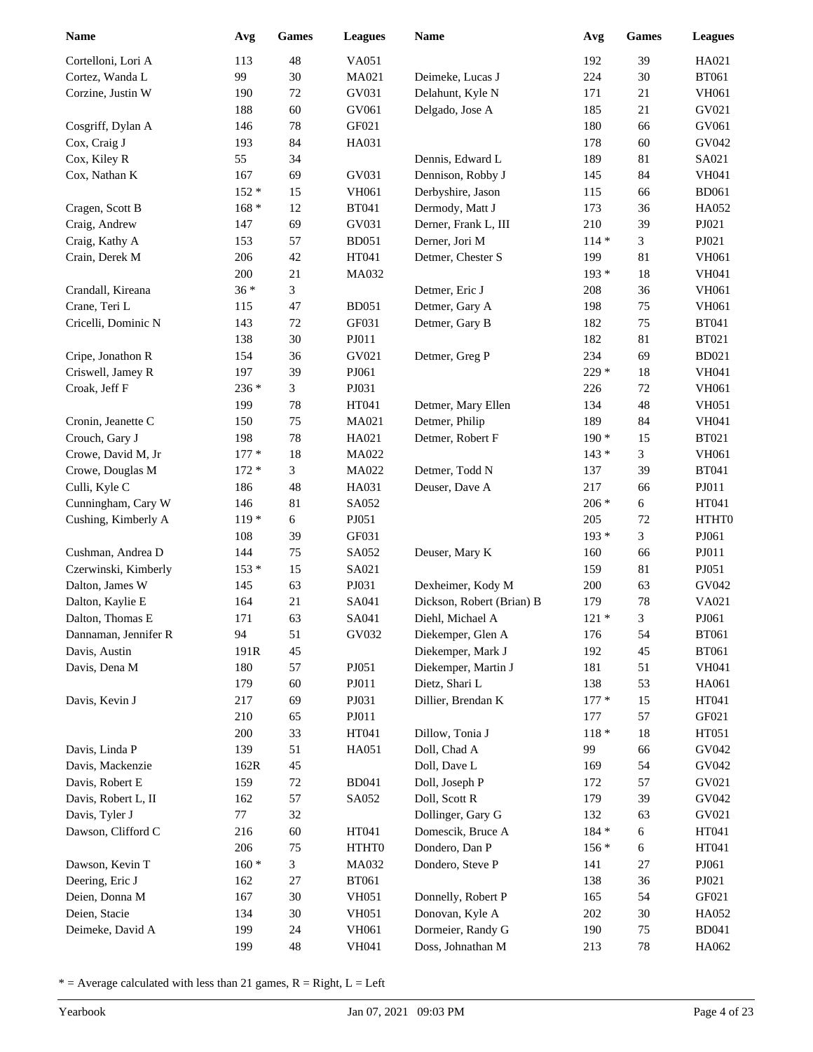| Name | Avg | Games | Leagues | Name | Avg | Games | Leagues |
|---|---|---|---|---|---|---|---|
| Cortelloni, Lori A | 113 | 48 | VA051 | | 192 | 39 | HA021 |
| Cortez, Wanda L | 99 | 30 | MA021 | Deimeke, Lucas J | 224 | 30 | BT061 |
| Corzine, Justin W | 190 | 72 | GV031 | Delahunt, Kyle N | 171 | 21 | VH061 |
| | 188 | 60 | GV061 | Delgado, Jose A | 185 | 21 | GV021 |
| Cosgriff, Dylan A | 146 | 78 | GF021 | | 180 | 66 | GV061 |
| Cox, Craig J | 193 | 84 | HA031 | | 178 | 60 | GV042 |
| Cox, Kiley R | 55 | 34 | | Dennis, Edward L | 189 | 81 | SA021 |
| Cox, Nathan K | 167 | 69 | GV031 | Dennison, Robby J | 145 | 84 | VH041 |
| | 152 * | 15 | VH061 | Derbyshire, Jason | 115 | 66 | BD061 |
| Cragen, Scott B | 168 * | 12 | BT041 | Dermody, Matt J | 173 | 36 | HA052 |
| Craig, Andrew | 147 | 69 | GV031 | Derner, Frank L, III | 210 | 39 | PJ021 |
| Craig, Kathy A | 153 | 57 | BD051 | Derner, Jori M | 114 * | 3 | PJ021 |
| Crain, Derek M | 206 | 42 | HT041 | Detmer, Chester S | 199 | 81 | VH061 |
| | 200 | 21 | MA032 | | 193 * | 18 | VH041 |
| Crandall, Kireana | 36 * | 3 | | Detmer, Eric J | 208 | 36 | VH061 |
| Crane, Teri L | 115 | 47 | BD051 | Detmer, Gary A | 198 | 75 | VH061 |
| Cricelli, Dominic N | 143 | 72 | GF031 | Detmer, Gary B | 182 | 75 | BT041 |
| | 138 | 30 | PJ011 | | 182 | 81 | BT021 |
| Cripe, Jonathon R | 154 | 36 | GV021 | Detmer, Greg P | 234 | 69 | BD021 |
| Criswell, Jamey R | 197 | 39 | PJ061 | | 229 * | 18 | VH041 |
| Croak, Jeff F | 236 * | 3 | PJ031 | | 226 | 72 | VH061 |
| | 199 | 78 | HT041 | Detmer, Mary Ellen | 134 | 48 | VH051 |
| Cronin, Jeanette C | 150 | 75 | MA021 | Detmer, Philip | 189 | 84 | VH041 |
| Crouch, Gary J | 198 | 78 | HA021 | Detmer, Robert F | 190 * | 15 | BT021 |
| Crowe, David M, Jr | 177 * | 18 | MA022 | | 143 * | 3 | VH061 |
| Crowe, Douglas M | 172 * | 3 | MA022 | Detmer, Todd N | 137 | 39 | BT041 |
| Culli, Kyle C | 186 | 48 | HA031 | Deuser, Dave A | 217 | 66 | PJ011 |
| Cunningham, Cary W | 146 | 81 | SA052 | | 206 * | 6 | HT041 |
| Cushing, Kimberly A | 119 * | 6 | PJ051 | | 205 | 72 | HTHT0 |
| | 108 | 39 | GF031 | | 193 * | 3 | PJ061 |
| Cushman, Andrea D | 144 | 75 | SA052 | Deuser, Mary K | 160 | 66 | PJ011 |
| Czerwinski, Kimberly | 153 * | 15 | SA021 | | 159 | 81 | PJ051 |
| Dalton, James W | 145 | 63 | PJ031 | Dexheimer, Kody M | 200 | 63 | GV042 |
| Dalton, Kaylie E | 164 | 21 | SA041 | Dickson, Robert (Brian) B | 179 | 78 | VA021 |
| Dalton, Thomas E | 171 | 63 | SA041 | Diehl, Michael A | 121 * | 3 | PJ061 |
| Dannaman, Jennifer R | 94 | 51 | GV032 | Diekemper, Glen A | 176 | 54 | BT061 |
| Davis, Austin | 191R | 45 | | Diekemper, Mark J | 192 | 45 | BT061 |
| Davis, Dena M | 180 | 57 | PJ051 | Diekemper, Martin J | 181 | 51 | VH041 |
| | 179 | 60 | PJ011 | Dietz, Shari L | 138 | 53 | HA061 |
| Davis, Kevin J | 217 | 69 | PJ031 | Dillier, Brendan K | 177 * | 15 | HT041 |
| | 210 | 65 | PJ011 | | 177 | 57 | GF021 |
| | 200 | 33 | HT041 | Dillow, Tonia J | 118 * | 18 | HT051 |
| Davis, Linda P | 139 | 51 | HA051 | Doll, Chad A | 99 | 66 | GV042 |
| Davis, Mackenzie | 162R | 45 | | Doll, Dave L | 169 | 54 | GV042 |
| Davis, Robert E | 159 | 72 | BD041 | Doll, Joseph P | 172 | 57 | GV021 |
| Davis, Robert L, II | 162 | 57 | SA052 | Doll, Scott R | 179 | 39 | GV042 |
| Davis, Tyler J | 77 | 32 | | Dollinger, Gary G | 132 | 63 | GV021 |
| Dawson, Clifford C | 216 | 60 | HT041 | Domescik, Bruce A | 184 * | 6 | HT041 |
| | 206 | 75 | HTHT0 | Dondero, Dan P | 156 * | 6 | HT041 |
| Dawson, Kevin T | 160 * | 3 | MA032 | Dondero, Steve P | 141 | 27 | PJ061 |
| Deering, Eric J | 162 | 27 | BT061 | | 138 | 36 | PJ021 |
| Deien, Donna M | 167 | 30 | VH051 | Donnelly, Robert P | 165 | 54 | GF021 |
| Deien, Stacie | 134 | 30 | VH051 | Donovan, Kyle A | 202 | 30 | HA052 |
| Deimeke, David A | 199 | 24 | VH061 | Dormeier, Randy G | 190 | 75 | BD041 |
| | 199 | 48 | VH041 | Doss, Johnathan M | 213 | 78 | HA062 |

* = Average calculated with less than 21 games, R = Right, L = Left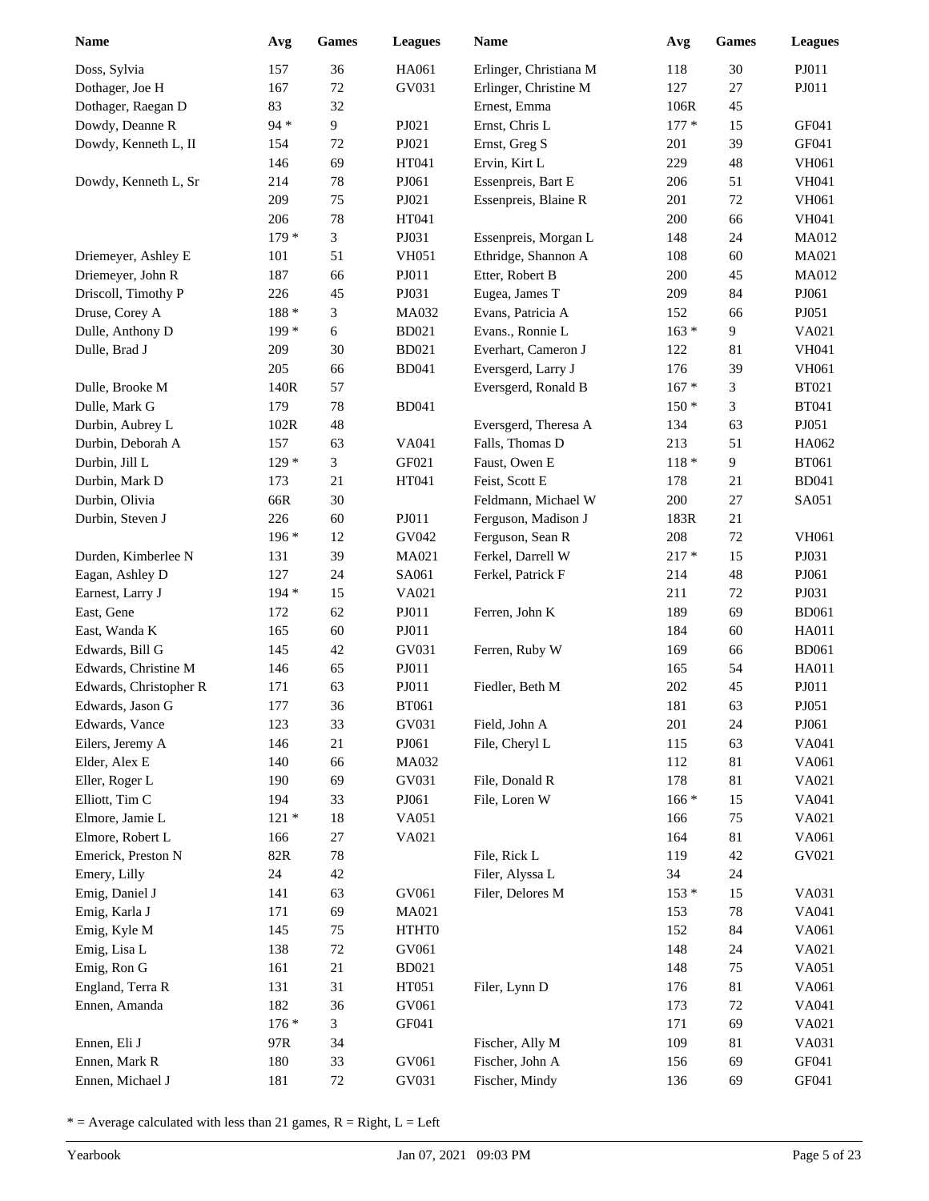| Name | Avg | Games | Leagues |
|---|---|---|---|
| Doss, Sylvia | 157 | 36 | HA061 |
| Dothager, Joe H | 167 | 72 | GV031 |
| Dothager, Raegan D | 83 | 32 | |
| Dowdy, Deanne R | 94 * | 9 | PJ021 |
| Dowdy, Kenneth L, II | 154 | 72 | PJ021 |
| | 146 | 69 | HT041 |
| Dowdy, Kenneth L, Sr | 214 | 78 | PJ061 |
| | 209 | 75 | PJ021 |
| | 206 | 78 | HT041 |
| | 179 * | 3 | PJ031 |
| Driemeyer, Ashley E | 101 | 51 | VH051 |
| Driemeyer, John R | 187 | 66 | PJ011 |
| Driscoll, Timothy P | 226 | 45 | PJ031 |
| Druse, Corey A | 188 * | 3 | MA032 |
| Dulle, Anthony D | 199 * | 6 | BD021 |
| Dulle, Brad J | 209 | 30 | BD021 |
| | 205 | 66 | BD041 |
| Dulle, Brooke M | 140R | 57 | |
| Dulle, Mark G | 179 | 78 | BD041 |
| Durbin, Aubrey L | 102R | 48 | |
| Durbin, Deborah A | 157 | 63 | VA041 |
| Durbin, Jill L | 129 * | 3 | GF021 |
| Durbin, Mark D | 173 | 21 | HT041 |
| Durbin, Olivia | 66R | 30 | |
| Durbin, Steven J | 226 | 60 | PJ011 |
| | 196 * | 12 | GV042 |
| Durden, Kimberlee N | 131 | 39 | MA021 |
| Eagan, Ashley D | 127 | 24 | SA061 |
| Earnest, Larry J | 194 * | 15 | VA021 |
| East, Gene | 172 | 62 | PJ011 |
| East, Wanda K | 165 | 60 | PJ011 |
| Edwards, Bill G | 145 | 42 | GV031 |
| Edwards, Christine M | 146 | 65 | PJ011 |
| Edwards, Christopher R | 171 | 63 | PJ011 |
| Edwards, Jason G | 177 | 36 | BT061 |
| Edwards, Vance | 123 | 33 | GV031 |
| Eilers, Jeremy A | 146 | 21 | PJ061 |
| Elder, Alex E | 140 | 66 | MA032 |
| Eller, Roger L | 190 | 69 | GV031 |
| Elliott, Tim C | 194 | 33 | PJ061 |
| Elmore, Jamie L | 121 * | 18 | VA051 |
| Elmore, Robert L | 166 | 27 | VA021 |
| Emerick, Preston N | 82R | 78 | |
| Emery, Lilly | 24 | 42 | |
| Emig, Daniel J | 141 | 63 | GV061 |
| Emig, Karla J | 171 | 69 | MA021 |
| Emig, Kyle M | 145 | 75 | HTHT0 |
| Emig, Lisa L | 138 | 72 | GV061 |
| Emig, Ron G | 161 | 21 | BD021 |
| England, Terra R | 131 | 31 | HT051 |
| Ennen, Amanda | 182 | 36 | GV061 |
| | 176 * | 3 | GF041 |
| Ennen, Eli J | 97R | 34 | |
| Ennen, Mark R | 180 | 33 | GV061 |
| Ennen, Michael J | 181 | 72 | GV031 |
| Erlinger, Christiana M | 118 | 30 | PJ011 |
| Erlinger, Christine M | 127 | 27 | PJ011 |
| Ernest, Emma | 106R | 45 | |
| Ernst, Chris L | 177 * | 15 | GF041 |
| Ernst, Greg S | 201 | 39 | GF041 |
| Ervin, Kirt L | 229 | 48 | VH061 |
| Essenpreis, Bart E | 206 | 51 | VH041 |
| Essenpreis, Blaine R | 201 | 72 | VH061 |
| | 200 | 66 | VH041 |
| Essenpreis, Morgan L | 148 | 24 | MA012 |
| Ethridge, Shannon A | 108 | 60 | MA021 |
| Etter, Robert B | 200 | 45 | MA012 |
| Eugea, James T | 209 | 84 | PJ061 |
| Evans, Patricia A | 152 | 66 | PJ051 |
| Evans., Ronnie L | 163 * | 9 | VA021 |
| Everhart, Cameron J | 122 | 81 | VH041 |
| Eversgerd, Larry J | 176 | 39 | VH061 |
| Eversgerd, Ronald B | 167 * | 3 | BT021 |
| | 150 * | 3 | BT041 |
| Eversgerd, Theresa A | 134 | 63 | PJ051 |
| Falls, Thomas D | 213 | 51 | HA062 |
| Faust, Owen E | 118 * | 9 | BT061 |
| Feist, Scott E | 178 | 21 | BD041 |
| Feldmann, Michael W | 200 | 27 | SA051 |
| Ferguson, Madison J | 183R | 21 | |
| Ferguson, Sean R | 208 | 72 | VH061 |
| Ferkel, Darrell W | 217 * | 15 | PJ031 |
| Ferkel, Patrick F | 214 | 48 | PJ061 |
| | 211 | 72 | PJ031 |
| Ferren, John K | 189 | 69 | BD061 |
| | 184 | 60 | HA011 |
| Ferren, Ruby W | 169 | 66 | BD061 |
| | 165 | 54 | HA011 |
| Fiedler, Beth M | 202 | 45 | PJ011 |
| | 181 | 63 | PJ051 |
| Field, John A | 201 | 24 | PJ061 |
| File, Cheryl L | 115 | 63 | VA041 |
| | 112 | 81 | VA061 |
| File, Donald R | 178 | 81 | VA021 |
| File, Loren W | 166 * | 15 | VA041 |
| | 166 | 75 | VA021 |
| | 164 | 81 | VA061 |
| File, Rick L | 119 | 42 | GV021 |
| Filer, Alyssa L | 34 | 24 | |
| Filer, Delores M | 153 * | 15 | VA031 |
| | 153 | 78 | VA041 |
| | 152 | 84 | VA061 |
| | 148 | 24 | VA021 |
| | 148 | 75 | VA051 |
| Filer, Lynn D | 176 | 81 | VA061 |
| | 173 | 72 | VA041 |
| | 171 | 69 | VA021 |
| Fischer, Ally M | 109 | 81 | VA031 |
| Fischer, John A | 156 | 69 | GF041 |
| Fischer, Mindy | 136 | 69 | GF041 |

* = Average calculated with less than 21 games, R = Right, L = Left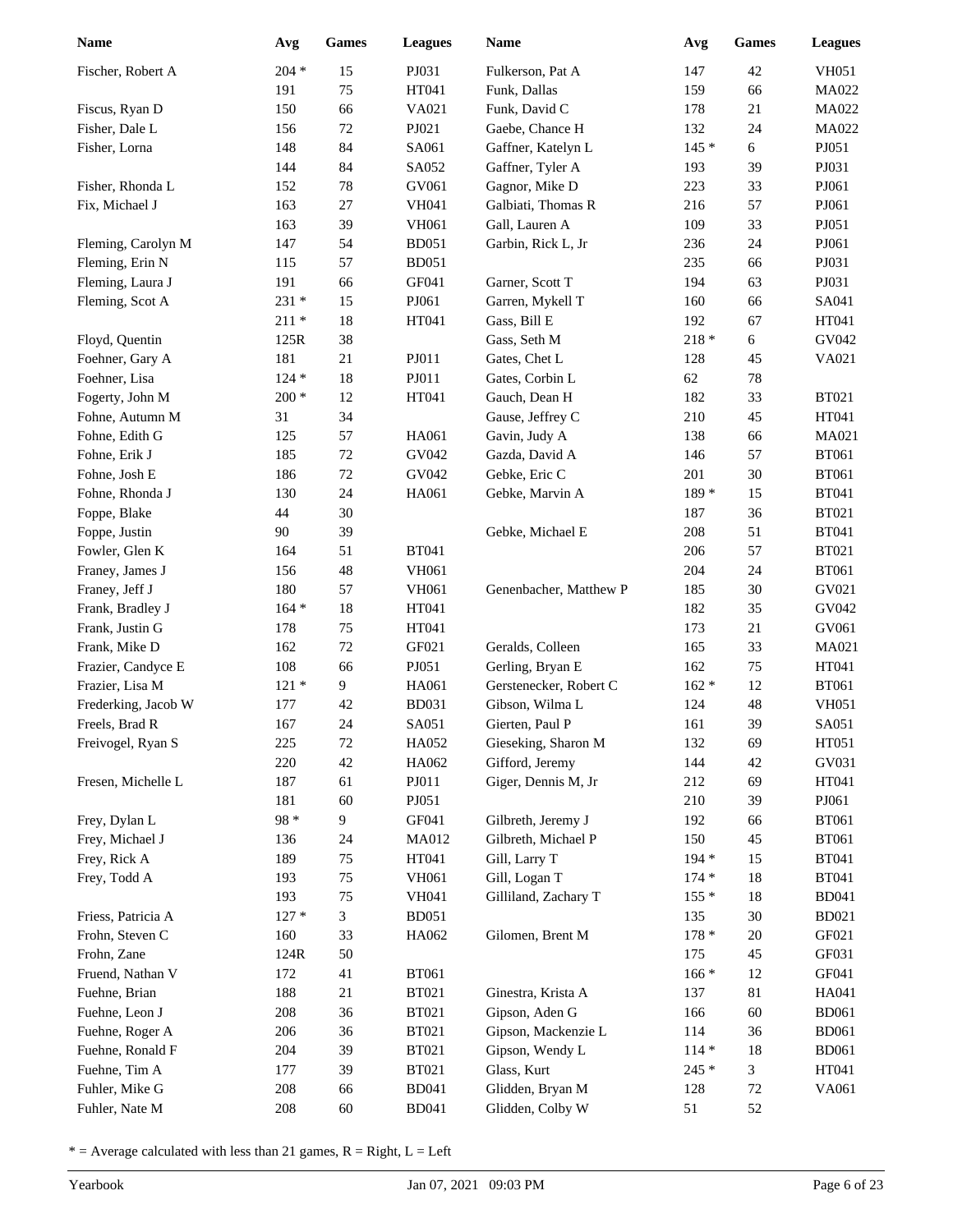| Name | Avg | Games | Leagues |
|---|---|---|---|
| Fischer, Robert A | 204 * | 15 | PJ031 |
| | 191 | 75 | HT041 |
| Fiscus, Ryan D | 150 | 66 | VA021 |
| Fisher, Dale L | 156 | 72 | PJ021 |
| Fisher, Lorna | 148 | 84 | SA061 |
| | 144 | 84 | SA052 |
| Fisher, Rhonda L | 152 | 78 | GV061 |
| Fix, Michael J | 163 | 27 | VH041 |
| | 163 | 39 | VH061 |
| Fleming, Carolyn M | 147 | 54 | BD051 |
| Fleming, Erin N | 115 | 57 | BD051 |
| Fleming, Laura J | 191 | 66 | GF041 |
| Fleming, Scot A | 231 * | 15 | PJ061 |
| | 211 * | 18 | HT041 |
| Floyd, Quentin | 125R | 38 | |
| Foehner, Gary A | 181 | 21 | PJ011 |
| Foehner, Lisa | 124 * | 18 | PJ011 |
| Fogerty, John M | 200 * | 12 | HT041 |
| Fohne, Autumn M | 31 | 34 | |
| Fohne, Edith G | 125 | 57 | HA061 |
| Fohne, Erik J | 185 | 72 | GV042 |
| Fohne, Josh E | 186 | 72 | GV042 |
| Fohne, Rhonda J | 130 | 24 | HA061 |
| Foppe, Blake | 44 | 30 | |
| Foppe, Justin | 90 | 39 | |
| Fowler, Glen K | 164 | 51 | BT041 |
| Franey, James J | 156 | 48 | VH061 |
| Franey, Jeff J | 180 | 57 | VH061 |
| Frank, Bradley J | 164 * | 18 | HT041 |
| Frank, Justin G | 178 | 75 | HT041 |
| Frank, Mike D | 162 | 72 | GF021 |
| Frazier, Candyce E | 108 | 66 | PJ051 |
| Frazier, Lisa M | 121 * | 9 | HA061 |
| Frederking, Jacob W | 177 | 42 | BD031 |
| Freels, Brad R | 167 | 24 | SA051 |
| Freivogel, Ryan S | 225 | 72 | HA052 |
| | 220 | 42 | HA062 |
| Fresen, Michelle L | 187 | 61 | PJ011 |
| | 181 | 60 | PJ051 |
| Frey, Dylan L | 98 * | 9 | GF041 |
| Frey, Michael J | 136 | 24 | MA012 |
| Frey, Rick A | 189 | 75 | HT041 |
| Frey, Todd A | 193 | 75 | VH061 |
| | 193 | 75 | VH041 |
| Friess, Patricia A | 127 * | 3 | BD051 |
| Frohn, Steven C | 160 | 33 | HA062 |
| Frohn, Zane | 124R | 50 | |
| Fruend, Nathan V | 172 | 41 | BT061 |
| Fuehne, Brian | 188 | 21 | BT021 |
| Fuehne, Leon J | 208 | 36 | BT021 |
| Fuehne, Roger A | 206 | 36 | BT021 |
| Fuehne, Ronald F | 204 | 39 | BT021 |
| Fuehne, Tim A | 177 | 39 | BT021 |
| Fuhler, Mike G | 208 | 66 | BD041 |
| Fuhler, Nate M | 208 | 60 | BD041 |
| Fulkerson, Pat A | 147 | 42 | VH051 |
| Funk, Dallas | 159 | 66 | MA022 |
| Funk, David C | 178 | 21 | MA022 |
| Gaebe, Chance H | 132 | 24 | MA022 |
| Gaffner, Katelyn L | 145 * | 6 | PJ051 |
| Gaffner, Tyler A | 193 | 39 | PJ031 |
| Gagnor, Mike D | 223 | 33 | PJ061 |
| Galbiati, Thomas R | 216 | 57 | PJ061 |
| Gall, Lauren A | 109 | 33 | PJ051 |
| Garbin, Rick L, Jr | 236 | 24 | PJ061 |
| | 235 | 66 | PJ031 |
| Garner, Scott T | 194 | 63 | PJ031 |
| Garren, Mykell T | 160 | 66 | SA041 |
| Gass, Bill E | 192 | 67 | HT041 |
| Gass, Seth M | 218 * | 6 | GV042 |
| Gates, Chet L | 128 | 45 | VA021 |
| Gates, Corbin L | 62 | 78 | |
| Gauch, Dean H | 182 | 33 | BT021 |
| Gause, Jeffrey C | 210 | 45 | HT041 |
| Gavin, Judy A | 138 | 66 | MA021 |
| Gazda, David A | 146 | 57 | BT061 |
| Gebke, Eric C | 201 | 30 | BT061 |
| Gebke, Marvin A | 189 * | 15 | BT041 |
| | 187 | 36 | BT021 |
| Gebke, Michael E | 208 | 51 | BT041 |
| | 206 | 57 | BT021 |
| | 204 | 24 | BT061 |
| Genenbacher, Matthew P | 185 | 30 | GV021 |
| | 182 | 35 | GV042 |
| | 173 | 21 | GV061 |
| Geralds, Colleen | 165 | 33 | MA021 |
| Gerling, Bryan E | 162 | 75 | HT041 |
| Gerstenecker, Robert C | 162 * | 12 | BT061 |
| Gibson, Wilma L | 124 | 48 | VH051 |
| Gierten, Paul P | 161 | 39 | SA051 |
| Gieseking, Sharon M | 132 | 69 | HT051 |
| Gifford, Jeremy | 144 | 42 | GV031 |
| Giger, Dennis M, Jr | 212 | 69 | HT041 |
| | 210 | 39 | PJ061 |
| Gilbreth, Jeremy J | 192 | 66 | BT061 |
| Gilbreth, Michael P | 150 | 45 | BT061 |
| Gill, Larry T | 194 * | 15 | BT041 |
| Gill, Logan T | 174 * | 18 | BT041 |
| Gilliland, Zachary T | 155 * | 18 | BD041 |
| | 135 | 30 | BD021 |
| Gilomen, Brent M | 178 * | 20 | GF021 |
| | 175 | 45 | GF031 |
| | 166 * | 12 | GF041 |
| Ginestra, Krista A | 137 | 81 | HA041 |
| Gipson, Aden G | 166 | 60 | BD061 |
| Gipson, Mackenzie L | 114 | 36 | BD061 |
| Gipson, Wendy L | 114 * | 18 | BD061 |
| Glass, Kurt | 245 * | 3 | HT041 |
| Glidden, Bryan M | 128 | 72 | VA061 |
| Glidden, Colby W | 51 | 52 | |

* = Average calculated with less than 21 games, R = Right, L = Left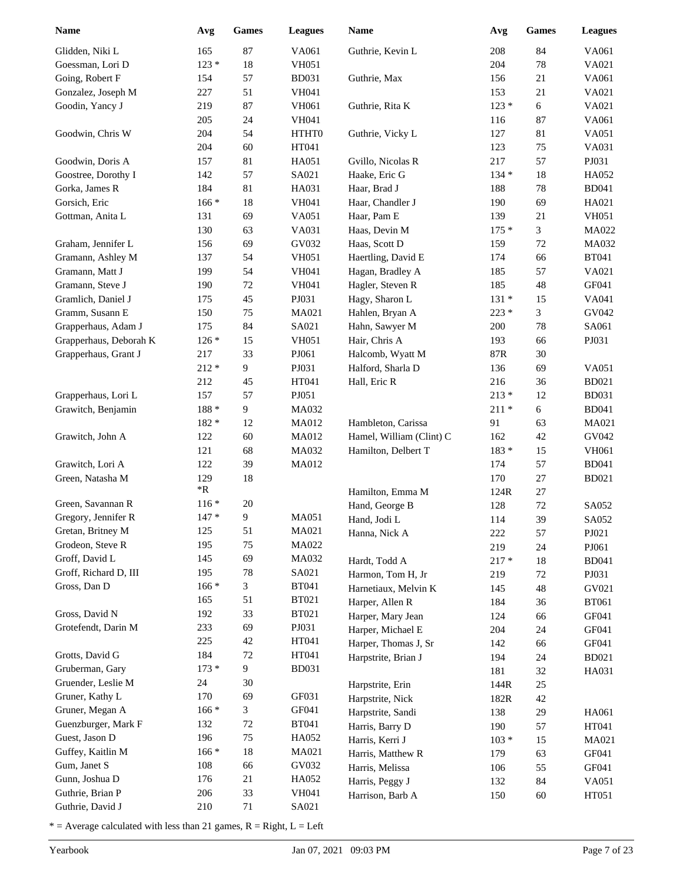| Name | Avg | Games | Leagues |
|---|---|---|---|
| Glidden, Niki L | 165 | 87 | VA061 |
| Goessman, Lori D | 123 * | 18 | VH051 |
| Going, Robert F | 154 | 57 | BD031 |
| Gonzalez, Joseph M | 227 | 51 | VH041 |
| Goodin, Yancy J | 219 | 87 | VH061 |
| | 205 | 24 | VH041 |
| Goodwin, Chris W | 204 | 54 | HTHT0 |
| | 204 | 60 | HT041 |
| Goodwin, Doris A | 157 | 81 | HA051 |
| Goostree, Dorothy I | 142 | 57 | SA021 |
| Gorka, James R | 184 | 81 | HA031 |
| Gorsich, Eric | 166 * | 18 | VH041 |
| Gottman, Anita L | 131 | 69 | VA051 |
| | 130 | 63 | VA031 |
| Graham, Jennifer L | 156 | 69 | GV032 |
| Gramann, Ashley M | 137 | 54 | VH051 |
| Gramann, Matt J | 199 | 54 | VH041 |
| Gramann, Steve J | 190 | 72 | VH041 |
| Gramlich, Daniel J | 175 | 45 | PJ031 |
| Gramm, Susann E | 150 | 75 | MA021 |
| Grapperhaus, Adam J | 175 | 84 | SA021 |
| Grapperhaus, Deborah K | 126 * | 15 | VH051 |
| Grapperhaus, Grant J | 217 | 33 | PJ061 |
| | 212 * | 9 | PJ031 |
| | 212 | 45 | HT041 |
| Grapperhaus, Lori L | 157 | 57 | PJ051 |
| Grawitch, Benjamin | 188 * | 9 | MA032 |
| | 182 * | 12 | MA012 |
| Grawitch, John A | 122 | 60 | MA012 |
| | 121 | 68 | MA032 |
| Grawitch, Lori A | 122 | 39 | MA012 |
| Green, Natasha M | 129 *R | 18 | |
| Green, Savannan R | 116 * | 20 | |
| Gregory, Jennifer R | 147 * | 9 | MA051 |
| Gretan, Britney M | 125 | 51 | MA021 |
| Grodeon, Steve R | 195 | 75 | MA022 |
| Groff, David L | 145 | 69 | MA032 |
| Groff, Richard D, III | 195 | 78 | SA021 |
| Gross, Dan D | 166 * | 3 | BT041 |
| | 165 | 51 | BT021 |
| Gross, David N | 192 | 33 | BT021 |
| Grotefendt, Darin M | 233 | 69 | PJ031 |
| | 225 | 42 | HT041 |
| Grotts, David G | 184 | 72 | HT041 |
| Gruberman, Gary | 173 * | 9 | BD031 |
| Gruender, Leslie M | 24 | 30 | |
| Gruner, Kathy L | 170 | 69 | GF031 |
| Gruner, Megan A | 166 * | 3 | GF041 |
| Guenzburger, Mark F | 132 | 72 | BT041 |
| Guest, Jason D | 196 | 75 | HA052 |
| Guffey, Kaitlin M | 166 * | 18 | MA021 |
| Gum, Janet S | 108 | 66 | GV032 |
| Gunn, Joshua D | 176 | 21 | HA052 |
| Guthrie, Brian P | 206 | 33 | VH041 |
| Guthrie, David J | 210 | 71 | SA021 |
| Guthrie, Kevin L | 208 | 84 | VA061 |
| | 204 | 78 | VA021 |
| Guthrie, Max | 156 | 21 | VA061 |
| | 153 | 21 | VA021 |
| Guthrie, Rita K | 123 * | 6 | VA021 |
| | 116 | 87 | VA061 |
| Guthrie, Vicky L | 127 | 81 | VA051 |
| | 123 | 75 | VA031 |
| Gvillo, Nicolas R | 217 | 57 | PJ031 |
| Haake, Eric G | 134 * | 18 | HA052 |
| Haar, Brad J | 188 | 78 | BD041 |
| Haar, Chandler J | 190 | 69 | HA021 |
| Haar, Pam E | 139 | 21 | VH051 |
| Haas, Devin M | 175 * | 3 | MA022 |
| Haas, Scott D | 159 | 72 | MA032 |
| Haertling, David E | 174 | 66 | BT041 |
| Hagan, Bradley A | 185 | 57 | VA021 |
| Hagler, Steven R | 185 | 48 | GF041 |
| Hagy, Sharon L | 131 * | 15 | VA041 |
| Hahlen, Bryan A | 223 * | 3 | GV042 |
| Hahn, Sawyer M | 200 | 78 | SA061 |
| Hair, Chris A | 193 | 66 | PJ031 |
| Halcomb, Wyatt M | 87R | 30 | |
| Halford, Sharla D | 136 | 69 | VA051 |
| Hall, Eric R | 216 | 36 | BD021 |
| | 213 * | 12 | BD031 |
| | 211 * | 6 | BD041 |
| Hambleton, Carissa | 91 | 63 | MA021 |
| Hamel, William (Clint) C | 162 | 42 | GV042 |
| Hamilton, Delbert T | 183 * | 15 | VH061 |
| | 174 | 57 | BD041 |
| | 170 | 27 | BD021 |
| Hamilton, Emma M | 124R | 27 | |
| Hand, George B | 128 | 72 | SA052 |
| Hand, Jodi L | 114 | 39 | SA052 |
| Hanna, Nick A | 222 | 57 | PJ021 |
| | 219 | 24 | PJ061 |
| Hardt, Todd A | 217 * | 18 | BD041 |
| Harmon, Tom H, Jr | 219 | 72 | PJ031 |
| Harnetiaux, Melvin K | 145 | 48 | GV021 |
| Harper, Allen R | 184 | 36 | BT061 |
| Harper, Mary Jean | 124 | 66 | GF041 |
| Harper, Michael E | 204 | 24 | GF041 |
| Harper, Thomas J, Sr | 142 | 66 | GF041 |
| Harpstrite, Brian J | 194 | 24 | BD021 |
| | 181 | 32 | HA031 |
| Harpstrite, Erin | 144R | 25 | |
| Harpstrite, Nick | 182R | 42 | |
| Harpstrite, Sandi | 138 | 29 | HA061 |
| Harris, Barry D | 190 | 57 | HT041 |
| Harris, Kerri J | 103 * | 15 | MA021 |
| Harris, Matthew R | 179 | 63 | GF041 |
| Harris, Melissa | 106 | 55 | GF041 |
| Harris, Peggy J | 132 | 84 | VA051 |
| Harrison, Barb A | 150 | 60 | HT051 |

* = Average calculated with less than 21 games, R = Right, L = Left

Yearbook    Jan 07, 2021 09:03 PM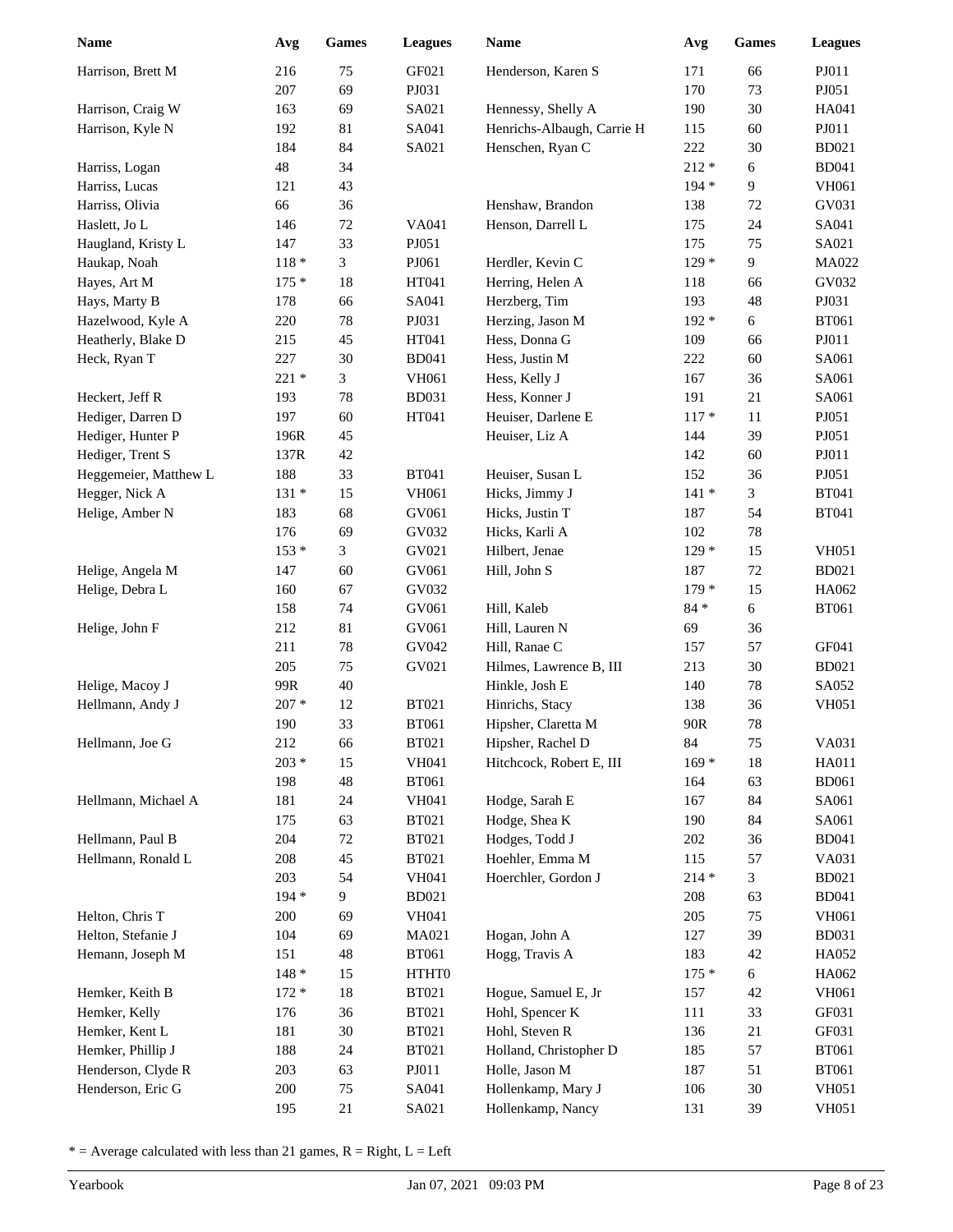| Name | Avg | Games | Leagues |
|---|---|---|---|
| Harrison, Brett M | 216 | 75 | GF021 |
| | 207 | 69 | PJ031 |
| Harrison, Craig W | 163 | 69 | SA021 |
| Harrison, Kyle N | 192 | 81 | SA041 |
| | 184 | 84 | SA021 |
| Harriss, Logan | 48 | 34 | |
| Harriss, Lucas | 121 | 43 | |
| Harriss, Olivia | 66 | 36 | |
| Haslett, Jo L | 146 | 72 | VA041 |
| Haugland, Kristy L | 147 | 33 | PJ051 |
| Haukap, Noah | 118 * | 3 | PJ061 |
| Hayes, Art M | 175 * | 18 | HT041 |
| Hays, Marty B | 178 | 66 | SA041 |
| Hazelwood, Kyle A | 220 | 78 | PJ031 |
| Heatherly, Blake D | 215 | 45 | HT041 |
| Heck, Ryan T | 227 | 30 | BD041 |
| | 221 * | 3 | VH061 |
| Heckert, Jeff R | 193 | 78 | BD031 |
| Hediger, Darren D | 197 | 60 | HT041 |
| Hediger, Hunter P | 196R | 45 | |
| Hediger, Trent S | 137R | 42 | |
| Heggemeier, Matthew L | 188 | 33 | BT041 |
| Hegger, Nick A | 131 * | 15 | VH061 |
| Helige, Amber N | 183 | 68 | GV061 |
| | 176 | 69 | GV032 |
| | 153 * | 3 | GV021 |
| Helige, Angela M | 147 | 60 | GV061 |
| Helige, Debra L | 160 | 67 | GV032 |
| | 158 | 74 | GV061 |
| Helige, John F | 212 | 81 | GV061 |
| | 211 | 78 | GV042 |
| | 205 | 75 | GV021 |
| Helige, Macoy J | 99R | 40 | |
| Hellmann, Andy J | 207 * | 12 | BT021 |
| | 190 | 33 | BT061 |
| Hellmann, Joe G | 212 | 66 | BT021 |
| | 203 * | 15 | VH041 |
| | 198 | 48 | BT061 |
| Hellmann, Michael A | 181 | 24 | VH041 |
| | 175 | 63 | BT021 |
| Hellmann, Paul B | 204 | 72 | BT021 |
| Hellmann, Ronald L | 208 | 45 | BT021 |
| | 203 | 54 | VH041 |
| | 194 * | 9 | BD021 |
| Helton, Chris T | 200 | 69 | VH041 |
| Helton, Stefanie J | 104 | 69 | MA021 |
| Hemann, Joseph M | 151 | 48 | BT061 |
| | 148 * | 15 | HTHT0 |
| Hemker, Keith B | 172 * | 18 | BT021 |
| Hemker, Kelly | 176 | 36 | BT021 |
| Hemker, Kent L | 181 | 30 | BT021 |
| Hemker, Phillip J | 188 | 24 | BT021 |
| Henderson, Clyde R | 203 | 63 | PJ011 |
| Henderson, Eric G | 200 | 75 | SA041 |
| | 195 | 21 | SA021 |
| Henderson, Karen S | 171 | 66 | PJ011 |
| | 170 | 73 | PJ051 |
| Hennessy, Shelly A | 190 | 30 | HA041 |
| Henrichs-Albaugh, Carrie H | 115 | 60 | PJ011 |
| Henschen, Ryan C | 222 | 30 | BD021 |
| | 212 * | 6 | BD041 |
| | 194 * | 9 | VH061 |
| Henshaw, Brandon | 138 | 72 | GV031 |
| Henson, Darrell L | 175 | 24 | SA041 |
| | 175 | 75 | SA021 |
| Herdler, Kevin C | 129 * | 9 | MA022 |
| Herring, Helen A | 118 | 66 | GV032 |
| Herzberg, Tim | 193 | 48 | PJ031 |
| Herzing, Jason M | 192 * | 6 | BT061 |
| Hess, Donna G | 109 | 66 | PJ011 |
| Hess, Justin M | 222 | 60 | SA061 |
| Hess, Kelly J | 167 | 36 | SA061 |
| Hess, Konner J | 191 | 21 | SA061 |
| Heuiser, Darlene E | 117 * | 11 | PJ051 |
| Heuiser, Liz A | 144 | 39 | PJ051 |
| | 142 | 60 | PJ011 |
| Heuiser, Susan L | 152 | 36 | PJ051 |
| Hicks, Jimmy J | 141 * | 3 | BT041 |
| Hicks, Justin T | 187 | 54 | BT041 |
| Hicks, Karli A | 102 | 78 | |
| Hilbert, Jenae | 129 * | 15 | VH051 |
| Hill, John S | 187 | 72 | BD021 |
| | 179 * | 15 | HA062 |
| Hill, Kaleb | 84 * | 6 | BT061 |
| Hill, Lauren N | 69 | 36 | |
| Hill, Ranae C | 157 | 57 | GF041 |
| Hilmes, Lawrence B, III | 213 | 30 | BD021 |
| Hinkle, Josh E | 140 | 78 | SA052 |
| Hinrichs, Stacy | 138 | 36 | VH051 |
| Hipsher, Claretta M | 90R | 78 | |
| Hipsher, Rachel D | 84 | 75 | VA031 |
| Hitchcock, Robert E, III | 169 * | 18 | HA011 |
| | 164 | 63 | BD061 |
| Hodge, Sarah E | 167 | 84 | SA061 |
| Hodge, Shea K | 190 | 84 | SA061 |
| Hodges, Todd J | 202 | 36 | BD041 |
| Hoehler, Emma M | 115 | 57 | VA031 |
| Hoerchler, Gordon J | 214 * | 3 | BD021 |
| | 208 | 63 | BD041 |
| | 205 | 75 | VH061 |
| Hogan, John A | 127 | 39 | BD031 |
| Hogg, Travis A | 183 | 42 | HA052 |
| | 175 * | 6 | HA062 |
| Hogue, Samuel E, Jr | 157 | 42 | VH061 |
| Hohl, Spencer K | 111 | 33 | GF031 |
| Hohl, Steven R | 136 | 21 | GF031 |
| Holland, Christopher D | 185 | 57 | BT061 |
| Holle, Jason M | 187 | 51 | BT061 |
| Hollenkamp, Mary J | 106 | 30 | VH051 |
| Hollenkamp, Nancy | 131 | 39 | VH051 |

* = Average calculated with less than 21 games, R = Right, L = Left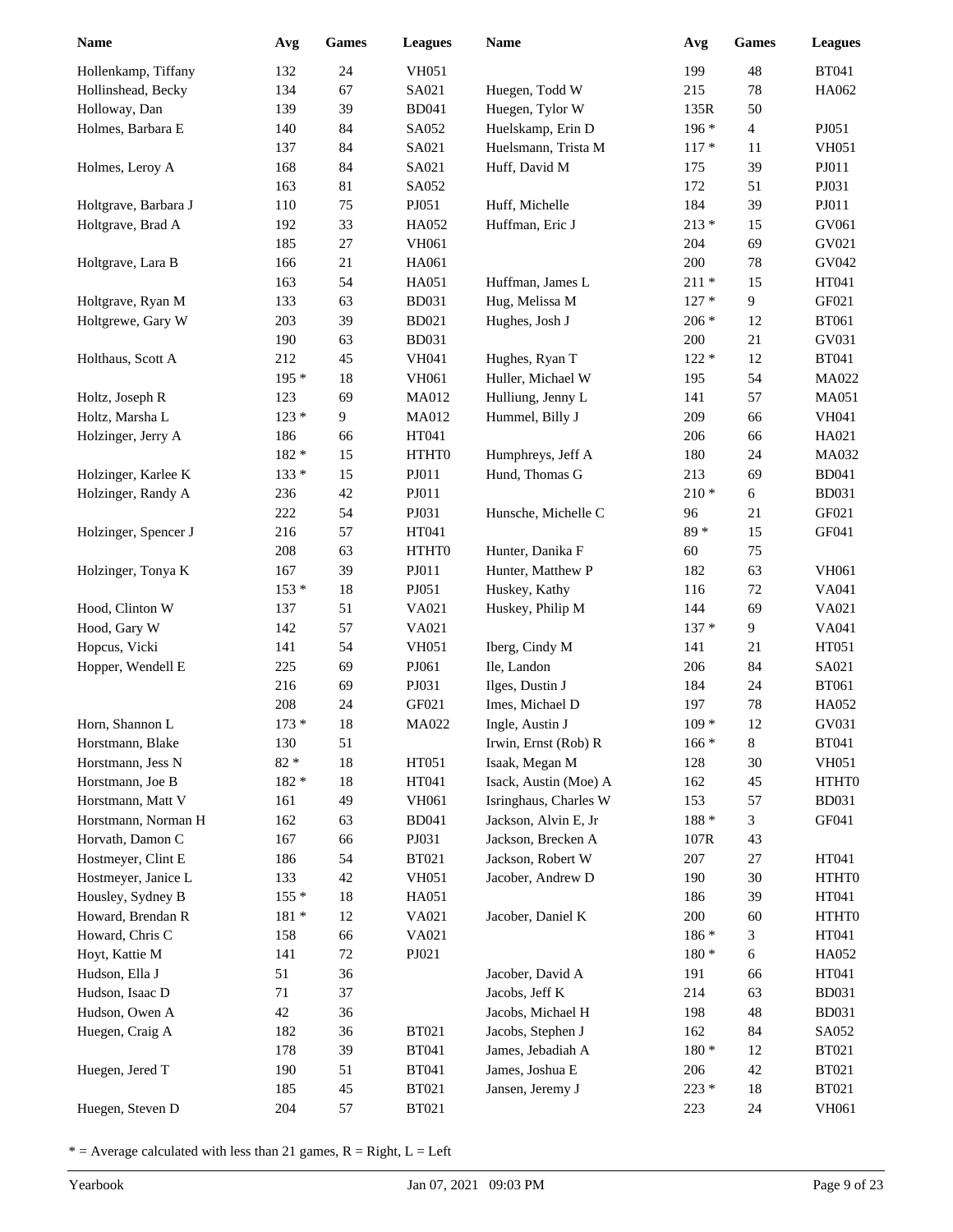| Name | Avg | Games | Leagues |
|---|---|---|---|
| Hollenkamp, Tiffany | 132 | 24 | VH051 |
| Hollinshead, Becky | 134 | 67 | SA021 |
| Holloway, Dan | 139 | 39 | BD041 |
| Holmes, Barbara E | 140 | 84 | SA052 |
| | 137 | 84 | SA021 |
| Holmes, Leroy A | 168 | 84 | SA021 |
| | 163 | 81 | SA052 |
| Holtgrave, Barbara J | 110 | 75 | PJ051 |
| Holtgrave, Brad A | 192 | 33 | HA052 |
| | 185 | 27 | VH061 |
| Holtgrave, Lara B | 166 | 21 | HA061 |
| | 163 | 54 | HA051 |
| Holtgrave, Ryan M | 133 | 63 | BD031 |
| Holtgrewe, Gary W | 203 | 39 | BD021 |
| | 190 | 63 | BD031 |
| Holthaus, Scott A | 212 | 45 | VH041 |
| | 195 * | 18 | VH061 |
| Holtz, Joseph R | 123 | 69 | MA012 |
| Holtz, Marsha L | 123 * | 9 | MA012 |
| Holzinger, Jerry A | 186 | 66 | HT041 |
| | 182 * | 15 | HTHT0 |
| Holzinger, Karlee K | 133 * | 15 | PJ011 |
| Holzinger, Randy A | 236 | 42 | PJ011 |
| | 222 | 54 | PJ031 |
| Holzinger, Spencer J | 216 | 57 | HT041 |
| | 208 | 63 | HTHT0 |
| Holzinger, Tonya K | 167 | 39 | PJ011 |
| | 153 * | 18 | PJ051 |
| Hood, Clinton W | 137 | 51 | VA021 |
| Hood, Gary W | 142 | 57 | VA021 |
| Hopcus, Vicki | 141 | 54 | VH051 |
| Hopper, Wendell E | 225 | 69 | PJ061 |
| | 216 | 69 | PJ031 |
| | 208 | 24 | GF021 |
| Horn, Shannon L | 173 * | 18 | MA022 |
| Horstmann, Blake | 130 | 51 | |
| Horstmann, Jess N | 82 * | 18 | HT051 |
| Horstmann, Joe B | 182 * | 18 | HT041 |
| Horstmann, Matt V | 161 | 49 | VH061 |
| Horstmann, Norman H | 162 | 63 | BD041 |
| Horvath, Damon C | 167 | 66 | PJ031 |
| Hostmeyer, Clint E | 186 | 54 | BT021 |
| Hostmeyer, Janice L | 133 | 42 | VH051 |
| Housley, Sydney B | 155 * | 18 | HA051 |
| Howard, Brendan R | 181 * | 12 | VA021 |
| Howard, Chris C | 158 | 66 | VA021 |
| Hoyt, Kattie M | 141 | 72 | PJ021 |
| Hudson, Ella J | 51 | 36 | |
| Hudson, Isaac D | 71 | 37 | |
| Hudson, Owen A | 42 | 36 | |
| Huegen, Craig A | 182 | 36 | BT021 |
| | 178 | 39 | BT041 |
| Huegen, Jered T | 190 | 51 | BT041 |
| | 185 | 45 | BT021 |
| Huegen, Steven D | 204 | 57 | BT021 |
| | 199 | 48 | BT041 |
| Huegen, Todd W | 215 | 78 | HA062 |
| Huegen, Tylor W | 135R | 50 | |
| Huelskamp, Erin D | 196 * | 4 | PJ051 |
| Huelsmann, Trista M | 117 * | 11 | VH051 |
| Huff, David M | 175 | 39 | PJ011 |
| | 172 | 51 | PJ031 |
| Huff, Michelle | 184 | 39 | PJ011 |
| Huffman, Eric J | 213 * | 15 | GV061 |
| | 204 | 69 | GV021 |
| | 200 | 78 | GV042 |
| Huffman, James L | 211 * | 15 | HT041 |
| Hug, Melissa M | 127 * | 9 | GF021 |
| Hughes, Josh J | 206 * | 12 | BT061 |
| | 200 | 21 | GV031 |
| Hughes, Ryan T | 122 * | 12 | BT041 |
| Huller, Michael W | 195 | 54 | MA022 |
| Hulliung, Jenny L | 141 | 57 | MA051 |
| Hummel, Billy J | 209 | 66 | VH041 |
| | 206 | 66 | HA021 |
| Humphreys, Jeff A | 180 | 24 | MA032 |
| Hund, Thomas G | 213 | 69 | BD041 |
| | 210 * | 6 | BD031 |
| Hunsche, Michelle C | 96 | 21 | GF021 |
| | 89 * | 15 | GF041 |
| Hunter, Danika F | 60 | 75 | |
| Hunter, Matthew P | 182 | 63 | VH061 |
| Huskey, Kathy | 116 | 72 | VA041 |
| Huskey, Philip M | 144 | 69 | VA021 |
| | 137 * | 9 | VA041 |
| Iberg, Cindy M | 141 | 21 | HT051 |
| Ile, Landon | 206 | 84 | SA021 |
| Ilges, Dustin J | 184 | 24 | BT061 |
| Imes, Michael D | 197 | 78 | HA052 |
| Ingle, Austin J | 109 * | 12 | GV031 |
| Irwin, Ernst (Rob) R | 166 * | 8 | BT041 |
| Isaak, Megan M | 128 | 30 | VH051 |
| Isack, Austin (Moe) A | 162 | 45 | HTHT0 |
| Isringhaus, Charles W | 153 | 57 | BD031 |
| Jackson, Alvin E, Jr | 188 * | 3 | GF041 |
| Jackson, Brecken A | 107R | 43 | |
| Jackson, Robert W | 207 | 27 | HT041 |
| Jacober, Andrew D | 190 | 30 | HTHT0 |
| | 186 | 39 | HT041 |
| Jacober, Daniel K | 200 | 60 | HTHT0 |
| | 186 * | 3 | HT041 |
| | 180 * | 6 | HA052 |
| Jacober, David A | 191 | 66 | HT041 |
| Jacobs, Jeff K | 214 | 63 | BD031 |
| Jacobs, Michael H | 198 | 48 | BD031 |
| Jacobs, Stephen J | 162 | 84 | SA052 |
| James, Jebadiah A | 180 * | 12 | BT021 |
| James, Joshua E | 206 | 42 | BT021 |
| Jansen, Jeremy J | 223 * | 18 | BT021 |
| | 223 | 24 | VH061 |

* = Average calculated with less than 21 games, R = Right, L = Left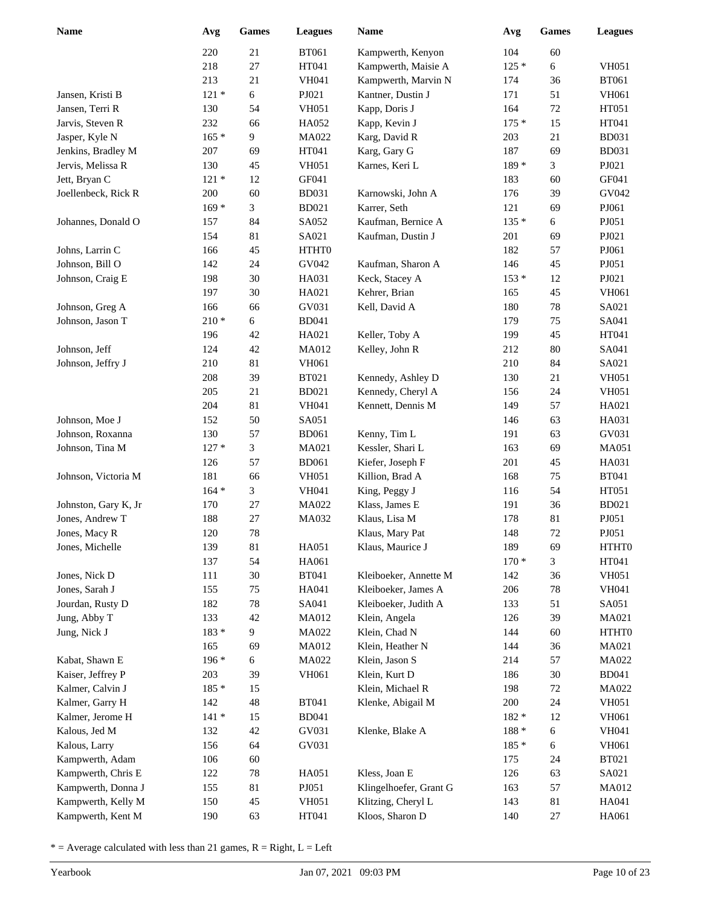| Name | Avg | Games | Leagues |
|---|---|---|---|
| | 220 | 21 | BT061 |
| | 218 | 27 | HT041 |
| | 213 | 21 | VH041 |
| Jansen, Kristi B | 121 * | 6 | PJ021 |
| Jansen, Terri R | 130 | 54 | VH051 |
| Jarvis, Steven R | 232 | 66 | HA052 |
| Jasper, Kyle N | 165 * | 9 | MA022 |
| Jenkins, Bradley M | 207 | 69 | HT041 |
| Jervis, Melissa R | 130 | 45 | VH051 |
| Jett, Bryan C | 121 * | 12 | GF041 |
| Joellenbeck, Rick R | 200 | 60 | BD031 |
| | 169 * | 3 | BD021 |
| Johannes, Donald O | 157 | 84 | SA052 |
| | 154 | 81 | SA021 |
| Johns, Larrin C | 166 | 45 | HTHT0 |
| Johnson, Bill O | 142 | 24 | GV042 |
| Johnson, Craig E | 198 | 30 | HA031 |
| | 197 | 30 | HA021 |
| Johnson, Greg A | 166 | 66 | GV031 |
| Johnson, Jason T | 210 * | 6 | BD041 |
| | 196 | 42 | HA021 |
| Johnson, Jeff | 124 | 42 | MA012 |
| Johnson, Jeffry J | 210 | 81 | VH061 |
| | 208 | 39 | BT021 |
| | 205 | 21 | BD021 |
| | 204 | 81 | VH041 |
| Johnson, Moe J | 152 | 50 | SA051 |
| Johnson, Roxanna | 130 | 57 | BD061 |
| Johnson, Tina M | 127 * | 3 | MA021 |
| | 126 | 57 | BD061 |
| Johnson, Victoria M | 181 | 66 | VH051 |
| | 164 * | 3 | VH041 |
| Johnston, Gary K, Jr | 170 | 27 | MA022 |
| Jones, Andrew T | 188 | 27 | MA032 |
| Jones, Macy R | 120 | 78 | |
| Jones, Michelle | 139 | 81 | HA051 |
| | 137 | 54 | HA061 |
| Jones, Nick D | 111 | 30 | BT041 |
| Jones, Sarah J | 155 | 75 | HA041 |
| Jourdan, Rusty D | 182 | 78 | SA041 |
| Jung, Abby T | 133 | 42 | MA012 |
| Jung, Nick J | 183 * | 9 | MA022 |
| | 165 | 69 | MA012 |
| Kabat, Shawn E | 196 * | 6 | MA022 |
| Kaiser, Jeffrey P | 203 | 39 | VH061 |
| Kalmer, Calvin J | 185 * | 15 | |
| Kalmer, Garry H | 142 | 48 | BT041 |
| Kalmer, Jerome H | 141 * | 15 | BD041 |
| Kalous, Jed M | 132 | 42 | GV031 |
| Kalous, Larry | 156 | 64 | GV031 |
| Kampwerth, Adam | 106 | 60 | |
| Kampwerth, Chris E | 122 | 78 | HA051 |
| Kampwerth, Donna J | 155 | 81 | PJ051 |
| Kampwerth, Kelly M | 150 | 45 | VH051 |
| Kampwerth, Kent M | 190 | 63 | HT041 |
| Kampwerth, Kenyon | 104 | 60 | |
| Kampwerth, Maisie A | 125 * | 6 | VH051 |
| Kampwerth, Marvin N | 174 | 36 | BT061 |
| Kantner, Dustin J | 171 | 51 | VH061 |
| Kapp, Doris J | 164 | 72 | HT051 |
| Kapp, Kevin J | 175 * | 15 | HT041 |
| Karg, David R | 203 | 21 | BD031 |
| Karg, Gary G | 187 | 69 | BD031 |
| Karnes, Keri L | 189 * | 3 | PJ021 |
| | 183 | 60 | GF041 |
| Karnowski, John A | 176 | 39 | GV042 |
| Karrer, Seth | 121 | 69 | PJ061 |
| Kaufman, Bernice A | 135 * | 6 | PJ051 |
| Kaufman, Dustin J | 201 | 69 | PJ021 |
| | 182 | 57 | PJ061 |
| Kaufman, Sharon A | 146 | 45 | PJ051 |
| Keck, Stacey A | 153 * | 12 | PJ021 |
| Kehrer, Brian | 165 | 45 | VH061 |
| Kell, David A | 180 | 78 | SA021 |
| | 179 | 75 | SA041 |
| Keller, Toby A | 199 | 45 | HT041 |
| Kelley, John R | 212 | 80 | SA041 |
| | 210 | 84 | SA021 |
| Kennedy, Ashley D | 130 | 21 | VH051 |
| Kennedy, Cheryl A | 156 | 24 | VH051 |
| Kennett, Dennis M | 149 | 57 | HA021 |
| | 146 | 63 | HA031 |
| Kenny, Tim L | 191 | 63 | GV031 |
| Kessler, Shari L | 163 | 69 | MA051 |
| Kiefer, Joseph F | 201 | 45 | HA031 |
| Killion, Brad A | 168 | 75 | BT041 |
| King, Peggy J | 116 | 54 | HT051 |
| Klass, James E | 191 | 36 | BD021 |
| Klaus, Lisa M | 178 | 81 | PJ051 |
| Klaus, Mary Pat | 148 | 72 | PJ051 |
| Klaus, Maurice J | 189 | 69 | HTHT0 |
| | 170 * | 3 | HT041 |
| Kleiboeker, Annette M | 142 | 36 | VH051 |
| Kleiboeker, James A | 206 | 78 | VH041 |
| Kleiboeker, Judith A | 133 | 51 | SA051 |
| Klein, Angela | 126 | 39 | MA021 |
| Klein, Chad N | 144 | 60 | HTHT0 |
| Klein, Heather N | 144 | 36 | MA021 |
| Klein, Jason S | 214 | 57 | MA022 |
| Klein, Kurt D | 186 | 30 | BD041 |
| Klein, Michael R | 198 | 72 | MA022 |
| Klenke, Abigail M | 200 | 24 | VH051 |
| | 182 * | 12 | VH061 |
| Klenke, Blake A | 188 * | 6 | VH041 |
| | 185 * | 6 | VH061 |
| | 175 | 24 | BT021 |
| Kless, Joan E | 126 | 63 | SA021 |
| Klingelhoefer, Grant G | 163 | 57 | MA012 |
| Klitzing, Cheryl L | 143 | 81 | HA041 |
| Kloos, Sharon D | 140 | 27 | HA061 |

* = Average calculated with less than 21 games, R = Right, L = Left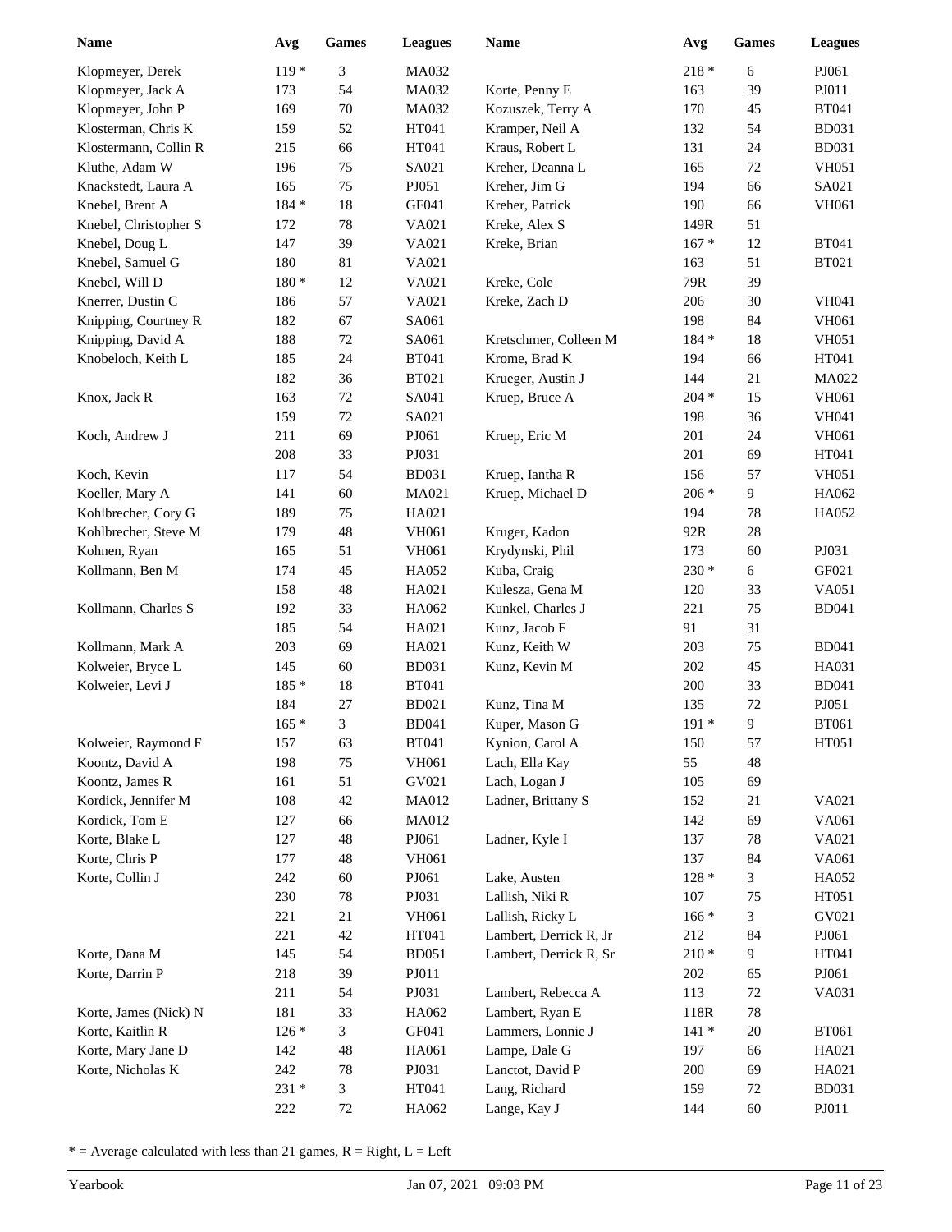| Name | Avg | Games | Leagues |
|---|---|---|---|
| Klopmeyer, Derek | 119 * | 3 | MA032 |
| Klopmeyer, Jack A | 173 | 54 | MA032 |
| Klopmeyer, John P | 169 | 70 | MA032 |
| Klosterman, Chris K | 159 | 52 | HT041 |
| Klostermann, Collin R | 215 | 66 | HT041 |
| Kluthe, Adam W | 196 | 75 | SA021 |
| Knackstedt, Laura A | 165 | 75 | PJ051 |
| Knebel, Brent A | 184 * | 18 | GF041 |
| Knebel, Christopher S | 172 | 78 | VA021 |
| Knebel, Doug L | 147 | 39 | VA021 |
| Knebel, Samuel G | 180 | 81 | VA021 |
| Knebel, Will D | 180 * | 12 | VA021 |
| Knerrer, Dustin C | 186 | 57 | VA021 |
| Knipping, Courtney R | 182 | 67 | SA061 |
| Knipping, David A | 188 | 72 | SA061 |
| Knobeloch, Keith L | 185 | 24 | BT041 |
| | 182 | 36 | BT021 |
| Knox, Jack R | 163 | 72 | SA041 |
| | 159 | 72 | SA021 |
| Koch, Andrew J | 211 | 69 | PJ061 |
| | 208 | 33 | PJ031 |
| Koch, Kevin | 117 | 54 | BD031 |
| Koeller, Mary A | 141 | 60 | MA021 |
| Kohlbrecher, Cory G | 189 | 75 | HA021 |
| Kohlbrecher, Steve M | 179 | 48 | VH061 |
| Kohnen, Ryan | 165 | 51 | VH061 |
| Kollmann, Ben M | 174 | 45 | HA052 |
| | 158 | 48 | HA021 |
| Kollmann, Charles S | 192 | 33 | HA062 |
| | 185 | 54 | HA021 |
| Kollmann, Mark A | 203 | 69 | HA021 |
| Kolweier, Bryce L | 145 | 60 | BD031 |
| Kolweier, Levi J | 185 * | 18 | BT041 |
| | 184 | 27 | BD021 |
| | 165 * | 3 | BD041 |
| Kolweier, Raymond F | 157 | 63 | BT041 |
| Koontz, David A | 198 | 75 | VH061 |
| Koontz, James R | 161 | 51 | GV021 |
| Kordick, Jennifer M | 108 | 42 | MA012 |
| Kordick, Tom E | 127 | 66 | MA012 |
| Korte, Blake L | 127 | 48 | PJ061 |
| Korte, Chris P | 177 | 48 | VH061 |
| Korte, Collin J | 242 | 60 | PJ061 |
| | 230 | 78 | PJ031 |
| | 221 | 21 | VH061 |
| | 221 | 42 | HT041 |
| Korte, Dana M | 145 | 54 | BD051 |
| Korte, Darrin P | 218 | 39 | PJ011 |
| | 211 | 54 | PJ031 |
| Korte, James (Nick) N | 181 | 33 | HA062 |
| Korte, Kaitlin R | 126 * | 3 | GF041 |
| Korte, Mary Jane D | 142 | 48 | HA061 |
| Korte, Nicholas K | 242 | 78 | PJ031 |
| | 231 * | 3 | HT041 |
| | 222 | 72 | HA062 |
| | 218 * | 6 | PJ061 |
| Korte, Penny E | 163 | 39 | PJ011 |
| Kozuszek, Terry A | 170 | 45 | BT041 |
| Kramper, Neil A | 132 | 54 | BD031 |
| Kraus, Robert L | 131 | 24 | BD031 |
| Kreher, Deanna L | 165 | 72 | VH051 |
| Kreher, Jim G | 194 | 66 | SA021 |
| Kreher, Patrick | 190 | 66 | VH061 |
| Kreke, Alex S | 149R | 51 | |
| Kreke, Brian | 167 * | 12 | BT041 |
| | 163 | 51 | BT021 |
| Kreke, Cole | 79R | 39 | |
| Kreke, Zach D | 206 | 30 | VH041 |
| | 198 | 84 | VH061 |
| Kretschmer, Colleen M | 184 * | 18 | VH051 |
| Krome, Brad K | 194 | 66 | HT041 |
| Krueger, Austin J | 144 | 21 | MA022 |
| Kruep, Bruce A | 204 * | 15 | VH061 |
| | 198 | 36 | VH041 |
| Kruep, Eric M | 201 | 24 | VH061 |
| | 201 | 69 | HT041 |
| Kruep, Iantha R | 156 | 57 | VH051 |
| Kruep, Michael D | 206 * | 9 | HA062 |
| | 194 | 78 | HA052 |
| Kruger, Kadon | 92R | 28 | |
| Krydynski, Phil | 173 | 60 | PJ031 |
| Kuba, Craig | 230 * | 6 | GF021 |
| Kulesza, Gena M | 120 | 33 | VA051 |
| Kunkel, Charles J | 221 | 75 | BD041 |
| Kunz, Jacob F | 91 | 31 | |
| Kunz, Keith W | 203 | 75 | BD041 |
| Kunz, Kevin M | 202 | 45 | HA031 |
| | 200 | 33 | BD041 |
| Kunz, Tina M | 135 | 72 | PJ051 |
| Kuper, Mason G | 191 * | 9 | BT061 |
| Kynion, Carol A | 150 | 57 | HT051 |
| Lach, Ella Kay | 55 | 48 | |
| Lach, Logan J | 105 | 69 | |
| Ladner, Brittany S | 152 | 21 | VA021 |
| | 142 | 69 | VA061 |
| Ladner, Kyle I | 137 | 78 | VA021 |
| | 137 | 84 | VA061 |
| Lake, Austen | 128 * | 3 | HA052 |
| Lallish, Niki R | 107 | 75 | HT051 |
| Lallish, Ricky L | 166 * | 3 | GV021 |
| Lambert, Derrick R, Jr | 212 | 84 | PJ061 |
| Lambert, Derrick R, Sr | 210 * | 9 | HT041 |
| | 202 | 65 | PJ061 |
| Lambert, Rebecca A | 113 | 72 | VA031 |
| Lambert, Ryan E | 118R | 78 | |
| Lammers, Lonnie J | 141 * | 20 | BT061 |
| Lampe, Dale G | 197 | 66 | HA021 |
| Lanctot, David P | 200 | 69 | HA021 |
| Lang, Richard | 159 | 72 | BD031 |
| Lange, Kay J | 144 | 60 | PJ011 |

* = Average calculated with less than 21 games, R = Right, L = Left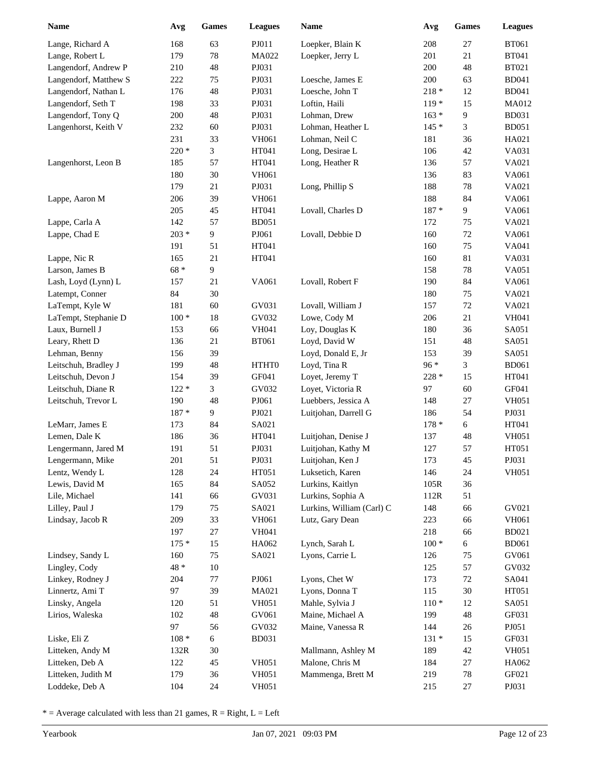| Name | Avg | Games | Leagues |
|---|---|---|---|
| Lange, Richard A | 168 | 63 | PJ011 |
| Lange, Robert L | 179 | 78 | MA022 |
| Langendorf, Andrew P | 210 | 48 | PJ031 |
| Langendorf, Matthew S | 222 | 75 | PJ031 |
| Langendorf, Nathan L | 176 | 48 | PJ031 |
| Langendorf, Seth T | 198 | 33 | PJ031 |
| Langendorf, Tony Q | 200 | 48 | PJ031 |
| Langenhorst, Keith V | 232 | 60 | PJ031 |
| | 231 | 33 | VH061 |
| | 220 * | 3 | HT041 |
| Langenhorst, Leon B | 185 | 57 | HT041 |
| | 180 | 30 | VH061 |
| | 179 | 21 | PJ031 |
| Lappe, Aaron M | 206 | 39 | VH061 |
| | 205 | 45 | HT041 |
| Lappe, Carla A | 142 | 57 | BD051 |
| Lappe, Chad E | 203 * | 9 | PJ061 |
| | 191 | 51 | HT041 |
| Lappe, Nic R | 165 | 21 | HT041 |
| Larson, James B | 68 * | 9 | |
| Lash, Loyd (Lynn) L | 157 | 21 | VA061 |
| Latempt, Conner | 84 | 30 | |
| LaTempt, Kyle W | 181 | 60 | GV031 |
| LaTempt, Stephanie D | 100 * | 18 | GV032 |
| Laux, Burnell J | 153 | 66 | VH041 |
| Leary, Rhett D | 136 | 21 | BT061 |
| Lehman, Benny | 156 | 39 | |
| Leitschuh, Bradley J | 199 | 48 | HTHT0 |
| Leitschuh, Devon J | 154 | 39 | GF041 |
| Leitschuh, Diane R | 122 * | 3 | GV032 |
| Leitschuh, Trevor L | 190 | 48 | PJ061 |
| | 187 * | 9 | PJ021 |
| LeMarr, James E | 173 | 84 | SA021 |
| Lemen, Dale K | 186 | 36 | HT041 |
| Lengermann, Jared M | 191 | 51 | PJ031 |
| Lengermann, Mike | 201 | 51 | PJ031 |
| Lentz, Wendy L | 128 | 24 | HT051 |
| Lewis, David M | 165 | 84 | SA052 |
| Lile, Michael | 141 | 66 | GV031 |
| Lilley, Paul J | 179 | 75 | SA021 |
| Lindsay, Jacob R | 209 | 33 | VH061 |
| | 197 | 27 | VH041 |
| | 175 * | 15 | HA062 |
| Lindsey, Sandy L | 160 | 75 | SA021 |
| Lingley, Cody | 48 * | 10 | |
| Linkey, Rodney J | 204 | 77 | PJ061 |
| Linnertz, Ami T | 97 | 39 | MA021 |
| Linsky, Angela | 120 | 51 | VH051 |
| Lirios, Waleska | 102 | 48 | GV061 |
| | 97 | 56 | GV032 |
| Liske, Eli Z | 108 * | 6 | BD031 |
| Litteken, Andy M | 132R | 30 | |
| Litteken, Deb A | 122 | 45 | VH051 |
| Litteken, Judith M | 179 | 36 | VH051 |
| Loddeke, Deb A | 104 | 24 | VH051 |
| Loepker, Blain K | 208 | 27 | BT061 |
| Loepker, Jerry L | 201 | 21 | BT041 |
| | 200 | 48 | BT021 |
| Loesche, James E | 200 | 63 | BD041 |
| Loesche, John T | 218 * | 12 | BD041 |
| Loftin, Haili | 119 * | 15 | MA012 |
| Lohman, Drew | 163 * | 9 | BD031 |
| Lohman, Heather L | 145 * | 3 | BD051 |
| Lohman, Neil C | 181 | 36 | HA021 |
| Long, Desirae L | 106 | 42 | VA031 |
| Long, Heather R | 136 | 57 | VA021 |
| | 136 | 83 | VA061 |
| Long, Phillip S | 188 | 78 | VA021 |
| | 188 | 84 | VA061 |
| Lovall, Charles D | 187 * | 9 | VA061 |
| | 172 | 75 | VA021 |
| Lovall, Debbie D | 160 | 72 | VA061 |
| | 160 | 75 | VA041 |
| | 160 | 81 | VA031 |
| | 158 | 78 | VA051 |
| Lovall, Robert F | 190 | 84 | VA061 |
| | 180 | 75 | VA021 |
| Lovall, William J | 157 | 72 | VA021 |
| Lowe, Cody M | 206 | 21 | VH041 |
| Loy, Douglas K | 180 | 36 | SA051 |
| Loyd, David W | 151 | 48 | SA051 |
| Loyd, Donald E, Jr | 153 | 39 | SA051 |
| Loyd, Tina R | 96 * | 3 | BD061 |
| Loyet, Jeremy T | 228 * | 15 | HT041 |
| Loyet, Victoria R | 97 | 60 | GF041 |
| Luebbers, Jessica A | 148 | 27 | VH051 |
| Luitjohan, Darrell G | 186 | 54 | PJ031 |
| | 178 * | 6 | HT041 |
| Luitjohan, Denise J | 137 | 48 | VH051 |
| Luitjohan, Kathy M | 127 | 57 | HT051 |
| Luitjohan, Ken J | 173 | 45 | PJ031 |
| Luksetich, Karen | 146 | 24 | VH051 |
| Lurkins, Kaitlyn | 105R | 36 | |
| Lurkins, Sophia A | 112R | 51 | |
| Lurkins, William (Carl) C | 148 | 66 | GV021 |
| Lutz, Gary Dean | 223 | 66 | VH061 |
| | 218 | 66 | BD021 |
| Lynch, Sarah L | 100 * | 6 | BD061 |
| Lyons, Carrie L | 126 | 75 | GV061 |
| | 125 | 57 | GV032 |
| Lyons, Chet W | 173 | 72 | SA041 |
| Lyons, Donna T | 115 | 30 | HT051 |
| Mahle, Sylvia J | 110 * | 12 | SA051 |
| Maine, Michael A | 199 | 48 | GF031 |
| Maine, Vanessa R | 144 | 26 | PJ051 |
| | 131 * | 15 | GF031 |
| Mallmann, Ashley M | 189 | 42 | VH051 |
| Malone, Chris M | 184 | 27 | HA062 |
| Mammenga, Brett M | 219 | 78 | GF021 |
| | 215 | 27 | PJ031 |

* = Average calculated with less than 21 games, R = Right, L = Left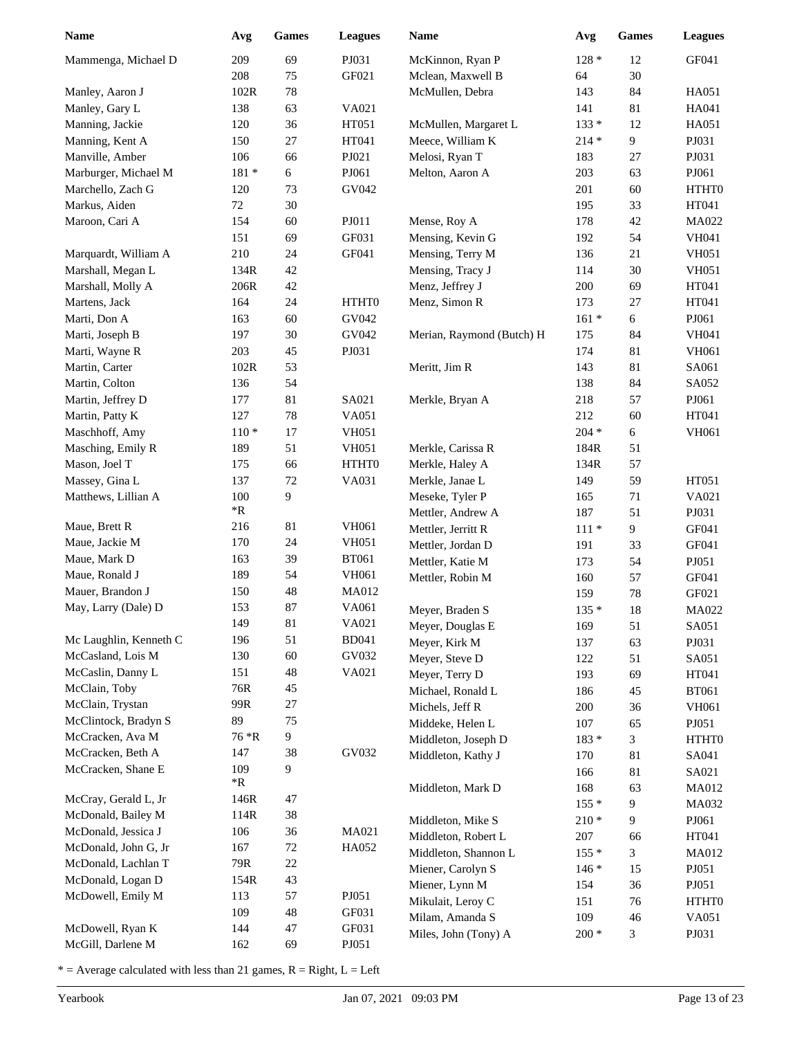| Name | Avg | Games | Leagues |
|---|---|---|---|
| Mammenga, Michael D | 209 | 69 | PJ031 |
| | 208 | 75 | GF021 |
| Manley, Aaron J | 102R | 78 | |
| Manley, Gary L | 138 | 63 | VA021 |
| Manning, Jackie | 120 | 36 | HT051 |
| Manning, Kent A | 150 | 27 | HT041 |
| Manville, Amber | 106 | 66 | PJ021 |
| Marburger, Michael M | 181 * | 6 | PJ061 |
| Marchello, Zach G | 120 | 73 | GV042 |
| Markus, Aiden | 72 | 30 | |
| Maroon, Cari A | 154 | 60 | PJ011 |
| | 151 | 69 | GF031 |
| Marquardt, William A | 210 | 24 | GF041 |
| Marshall, Megan L | 134R | 42 | |
| Marshall, Molly A | 206R | 42 | |
| Martens, Jack | 164 | 24 | HTHT0 |
| Marti, Don A | 163 | 60 | GV042 |
| Marti, Joseph B | 197 | 30 | GV042 |
| Marti, Wayne R | 203 | 45 | PJ031 |
| Martin, Carter | 102R | 53 | |
| Martin, Colton | 136 | 54 | |
| Martin, Jeffrey D | 177 | 81 | SA021 |
| Martin, Patty K | 127 | 78 | VA051 |
| Maschhoff, Amy | 110 * | 17 | VH051 |
| Masching, Emily R | 189 | 51 | VH051 |
| Mason, Joel T | 175 | 66 | HTHT0 |
| Massey, Gina L | 137 | 72 | VA031 |
| Matthews, Lillian A | 100 *R | 9 | |
| Maue, Brett R | 216 | 81 | VH061 |
| Maue, Jackie M | 170 | 24 | VH051 |
| Maue, Mark D | 163 | 39 | BT061 |
| Maue, Ronald J | 189 | 54 | VH061 |
| Mauer, Brandon J | 150 | 48 | MA012 |
| May, Larry (Dale) D | 153 | 87 | VA061 |
| | 149 | 81 | VA021 |
| Mc Laughlin, Kenneth C | 196 | 51 | BD041 |
| McCasland, Lois M | 130 | 60 | GV032 |
| McCaslin, Danny L | 151 | 48 | VA021 |
| McClain, Toby | 76R | 45 | |
| McClain, Trystan | 99R | 27 | |
| McClintock, Bradyn S | 89 | 75 | |
| McCracken, Ava M | 76 *R | 9 | |
| McCracken, Beth A | 147 | 38 | GV032 |
| McCracken, Shane E | 109 *R | 9 | |
| McCray, Gerald L, Jr | 146R | 47 | |
| McDonald, Bailey M | 114R | 38 | |
| McDonald, Jessica J | 106 | 36 | MA021 |
| McDonald, John G, Jr | 167 | 72 | HA052 |
| McDonald, Lachlan T | 79R | 22 | |
| McDonald, Logan D | 154R | 43 | |
| McDowell, Emily M | 113 | 57 | PJ051 |
| | 109 | 48 | GF031 |
| McDowell, Ryan K | 144 | 47 | GF031 |
| McGill, Darlene M | 162 | 69 | PJ051 |
| McKinnon, Ryan P | 128 * | 12 | GF041 |
| Mclean, Maxwell B | 64 | 30 | |
| McMullen, Debra | 143 | 84 | HA051 |
| | 141 | 81 | HA041 |
| McMullen, Margaret L | 133 * | 12 | HA051 |
| Meece, William K | 214 * | 9 | PJ031 |
| Melosi, Ryan T | 183 | 27 | PJ031 |
| Melton, Aaron A | 203 | 63 | PJ061 |
| | 201 | 60 | HTHT0 |
| | 195 | 33 | HT041 |
| Mense, Roy A | 178 | 42 | MA022 |
| Mensing, Kevin G | 192 | 54 | VH041 |
| Mensing, Terry M | 136 | 21 | VH051 |
| Mensing, Tracy J | 114 | 30 | VH051 |
| Menz, Jeffrey J | 200 | 69 | HT041 |
| Menz, Simon R | 173 | 27 | HT041 |
| | 161 * | 6 | PJ061 |
| Merian, Raymond (Butch) H | 175 | 84 | VH041 |
| | 174 | 81 | VH061 |
| Meritt, Jim R | 143 | 81 | SA061 |
| | 138 | 84 | SA052 |
| Merkle, Bryan A | 218 | 57 | PJ061 |
| | 212 | 60 | HT041 |
| | 204 * | 6 | VH061 |
| Merkle, Carissa R | 184R | 51 | |
| Merkle, Haley A | 134R | 57 | |
| Merkle, Janae L | 149 | 59 | HT051 |
| Meseke, Tyler P | 165 | 71 | VA021 |
| Mettler, Andrew A | 187 | 51 | PJ031 |
| Mettler, Jerritt R | 111 * | 9 | GF041 |
| Mettler, Jordan D | 191 | 33 | GF041 |
| Mettler, Katie M | 173 | 54 | PJ051 |
| Mettler, Robin M | 160 | 57 | GF041 |
| | 159 | 78 | GF021 |
| Meyer, Braden S | 135 * | 18 | MA022 |
| Meyer, Douglas E | 169 | 51 | SA051 |
| Meyer, Kirk M | 137 | 63 | PJ031 |
| Meyer, Steve D | 122 | 51 | SA051 |
| Meyer, Terry D | 193 | 69 | HT041 |
| Michael, Ronald L | 186 | 45 | BT061 |
| Michels, Jeff R | 200 | 36 | VH061 |
| Middeke, Helen L | 107 | 65 | PJ051 |
| Middleton, Joseph D | 183 * | 3 | HTHT0 |
| Middleton, Kathy J | 170 | 81 | SA041 |
| | 166 | 81 | SA021 |
| Middleton, Mark D | 168 | 63 | MA012 |
| | 155 * | 9 | MA032 |
| Middleton, Mike S | 210 * | 9 | PJ061 |
| Middleton, Robert L | 207 | 66 | HT041 |
| Middleton, Shannon L | 155 * | 3 | MA012 |
| Miener, Carolyn S | 146 * | 15 | PJ051 |
| Miener, Lynn M | 154 | 36 | PJ051 |
| Mikulait, Leroy C | 151 | 76 | HTHT0 |
| Milam, Amanda S | 109 | 46 | VA051 |
| Miles, John (Tony) A | 200 * | 3 | PJ031 |

* = Average calculated with less than 21 games, R = Right, L = Left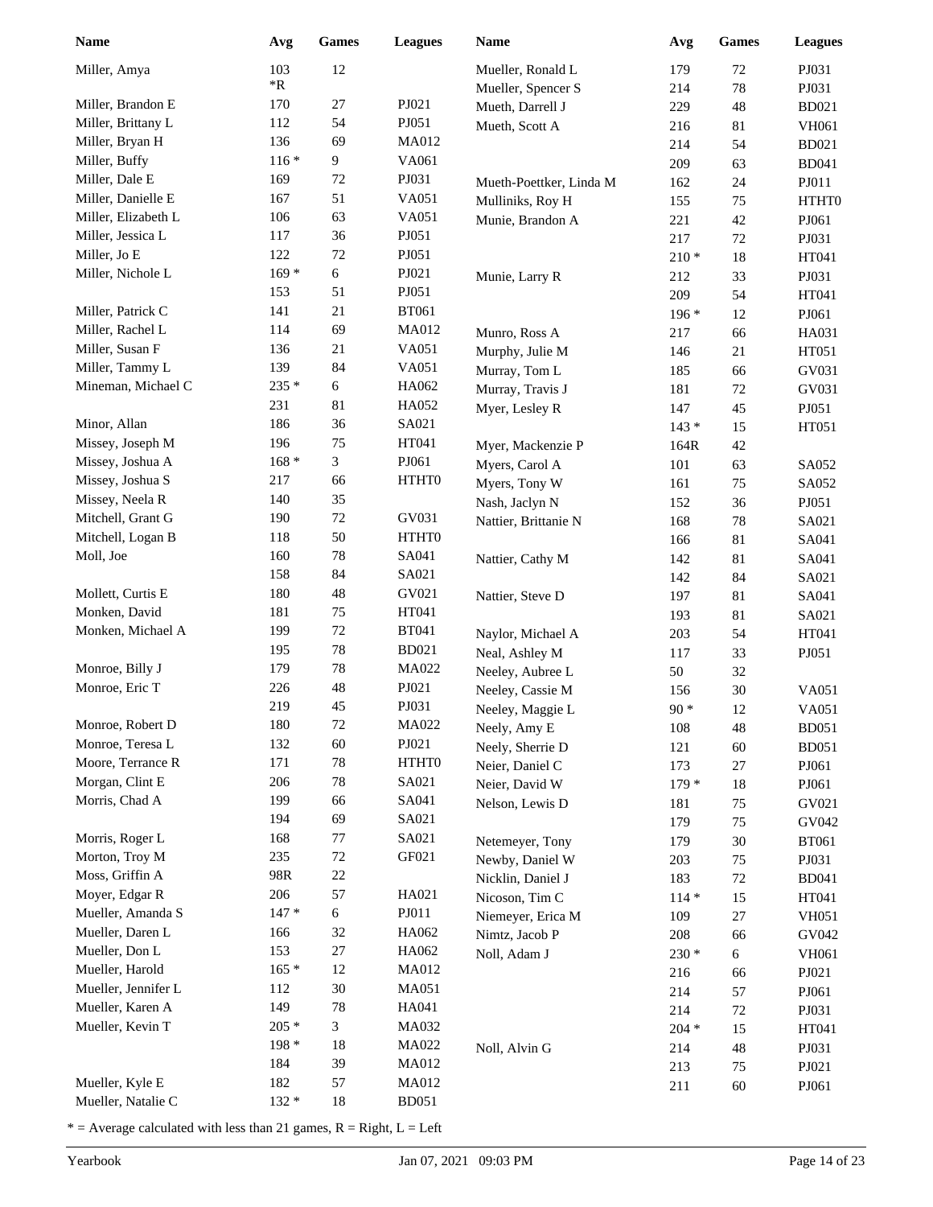| Name | Avg | Games | Leagues |
|---|---|---|---|
| Miller, Amya | 103 | 12 | |
| | *R | | |
| Miller, Brandon E | 170 | 27 | PJ021 |
| Miller, Brittany L | 112 | 54 | PJ051 |
| Miller, Bryan H | 136 | 69 | MA012 |
| Miller, Buffy | 116 * | 9 | VA061 |
| Miller, Dale E | 169 | 72 | PJ031 |
| Miller, Danielle E | 167 | 51 | VA051 |
| Miller, Elizabeth L | 106 | 63 | VA051 |
| Miller, Jessica L | 117 | 36 | PJ051 |
| Miller, Jo E | 122 | 72 | PJ051 |
| Miller, Nichole L | 169 * | 6 | PJ021 |
| | 153 | 51 | PJ051 |
| Miller, Patrick C | 141 | 21 | BT061 |
| Miller, Rachel L | 114 | 69 | MA012 |
| Miller, Susan F | 136 | 21 | VA051 |
| Miller, Tammy L | 139 | 84 | VA051 |
| Mineman, Michael C | 235 * | 6 | HA062 |
| | 231 | 81 | HA052 |
| Minor, Allan | 186 | 36 | SA021 |
| Missey, Joseph M | 196 | 75 | HT041 |
| Missey, Joshua A | 168 * | 3 | PJ061 |
| Missey, Joshua S | 217 | 66 | HTHT0 |
| Missey, Neela R | 140 | 35 | |
| Mitchell, Grant G | 190 | 72 | GV031 |
| Mitchell, Logan B | 118 | 50 | HTHT0 |
| Moll, Joe | 160 | 78 | SA041 |
| | 158 | 84 | SA021 |
| Mollett, Curtis E | 180 | 48 | GV021 |
| Monken, David | 181 | 75 | HT041 |
| Monken, Michael A | 199 | 72 | BT041 |
| | 195 | 78 | BD021 |
| Monroe, Billy J | 179 | 78 | MA022 |
| Monroe, Eric T | 226 | 48 | PJ021 |
| | 219 | 45 | PJ031 |
| Monroe, Robert D | 180 | 72 | MA022 |
| Monroe, Teresa L | 132 | 60 | PJ021 |
| Moore, Terrance R | 171 | 78 | HTHT0 |
| Morgan, Clint E | 206 | 78 | SA021 |
| Morris, Chad A | 199 | 66 | SA041 |
| | 194 | 69 | SA021 |
| Morris, Roger L | 168 | 77 | SA021 |
| Morton, Troy M | 235 | 72 | GF021 |
| Moss, Griffin A | 98R | 22 | |
| Moyer, Edgar R | 206 | 57 | HA021 |
| Mueller, Amanda S | 147 * | 6 | PJ011 |
| Mueller, Daren L | 166 | 32 | HA062 |
| Mueller, Don L | 153 | 27 | HA062 |
| Mueller, Harold | 165 * | 12 | MA012 |
| Mueller, Jennifer L | 112 | 30 | MA051 |
| Mueller, Karen A | 149 | 78 | HA041 |
| Mueller, Kevin T | 205 * | 3 | MA032 |
| | 198 * | 18 | MA022 |
| | 184 | 39 | MA012 |
| Mueller, Kyle E | 182 | 57 | MA012 |
| Mueller, Natalie C | 132 * | 18 | BD051 |
| Mueller, Ronald L | 179 | 72 | PJ031 |
| Mueller, Spencer S | 214 | 78 | PJ031 |
| Mueth, Darrell J | 229 | 48 | BD021 |
| Mueth, Scott A | 216 | 81 | VH061 |
| | 214 | 54 | BD021 |
| | 209 | 63 | BD041 |
| Mueth-Poettker, Linda M | 162 | 24 | PJ011 |
| Mulliniks, Roy H | 155 | 75 | HTHT0 |
| Munie, Brandon A | 221 | 42 | PJ061 |
| | 217 | 72 | PJ031 |
| | 210 * | 18 | HT041 |
| Munie, Larry R | 212 | 33 | PJ031 |
| | 209 | 54 | HT041 |
| | 196 * | 12 | PJ061 |
| Munro, Ross A | 217 | 66 | HA031 |
| Murphy, Julie M | 146 | 21 | HT051 |
| Murray, Tom L | 185 | 66 | GV031 |
| Murray, Travis J | 181 | 72 | GV031 |
| Myer, Lesley R | 147 | 45 | PJ051 |
| | 143 * | 15 | HT051 |
| Myer, Mackenzie P | 164R | 42 | |
| Myers, Carol A | 101 | 63 | SA052 |
| Myers, Tony W | 161 | 75 | SA052 |
| Nash, Jaclyn N | 152 | 36 | PJ051 |
| Nattier, Brittanie N | 168 | 78 | SA021 |
| | 166 | 81 | SA041 |
| Nattier, Cathy M | 142 | 81 | SA041 |
| | 142 | 84 | SA021 |
| Nattier, Steve D | 197 | 81 | SA041 |
| | 193 | 81 | SA021 |
| Naylor, Michael A | 203 | 54 | HT041 |
| Neal, Ashley M | 117 | 33 | PJ051 |
| Neeley, Aubree L | 50 | 32 | |
| Neeley, Cassie M | 156 | 30 | VA051 |
| Neeley, Maggie L | 90 * | 12 | VA051 |
| Neely, Amy E | 108 | 48 | BD051 |
| Neely, Sherrie D | 121 | 60 | BD051 |
| Neier, Daniel C | 173 | 27 | PJ061 |
| Neier, David W | 179 * | 18 | PJ061 |
| Nelson, Lewis D | 181 | 75 | GV021 |
| | 179 | 75 | GV042 |
| Netemeyer, Tony | 179 | 30 | BT061 |
| Newby, Daniel W | 203 | 75 | PJ031 |
| Nicklin, Daniel J | 183 | 72 | BD041 |
| Nicoson, Tim C | 114 * | 15 | HT041 |
| Niemeyer, Erica M | 109 | 27 | VH051 |
| Nimtz, Jacob P | 208 | 66 | GV042 |
| Noll, Adam J | 230 * | 6 | VH061 |
| | 216 | 66 | PJ021 |
| | 214 | 57 | PJ061 |
| | 214 | 72 | PJ031 |
| | 204 * | 15 | HT041 |
| Noll, Alvin G | 214 | 48 | PJ031 |
| | 213 | 75 | PJ021 |
| | 211 | 60 | PJ061 |

* = Average calculated with less than 21 games, R = Right, L = Left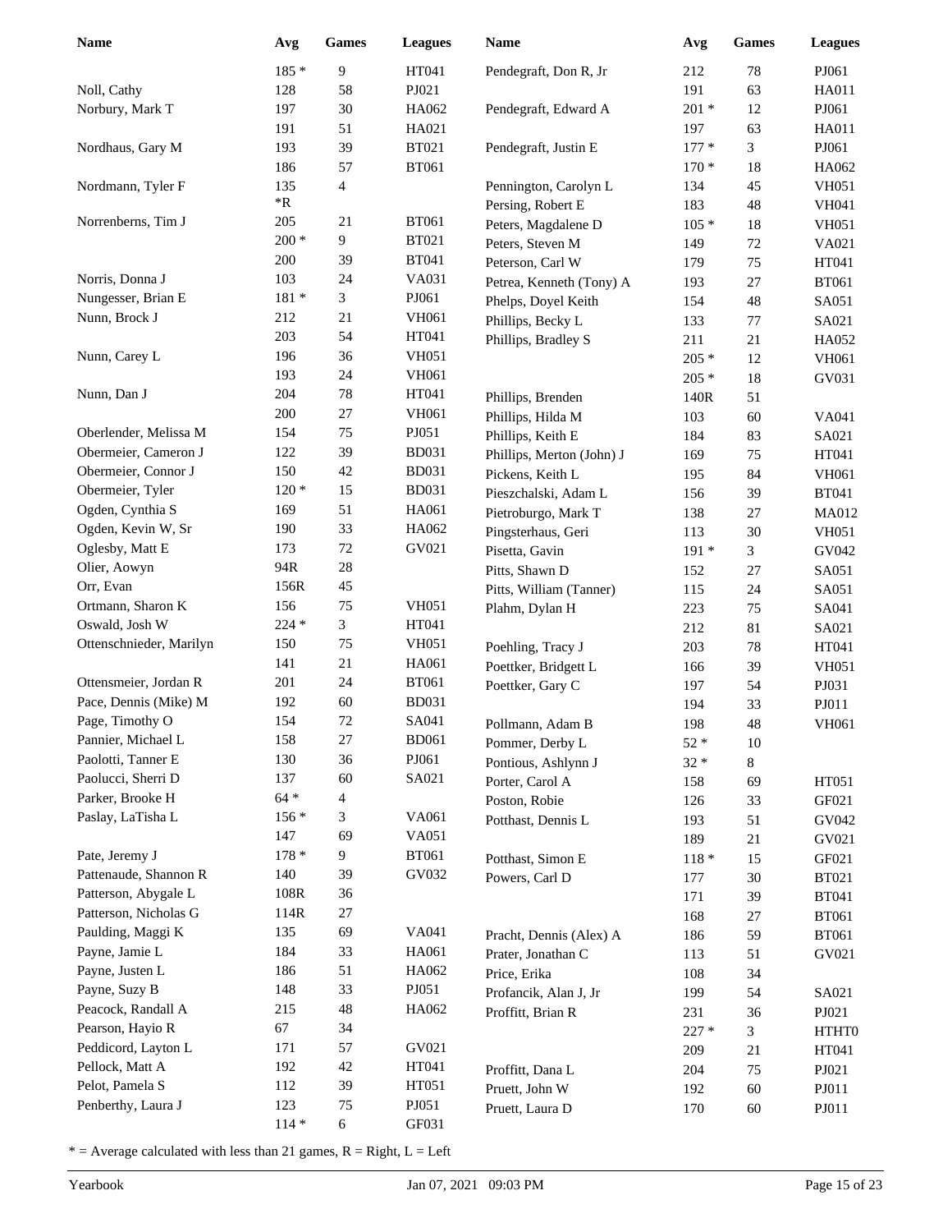| Name | Avg | Games | Leagues |
|---|---|---|---|
| | 185 * | 9 | HT041 |
| Noll, Cathy | 128 | 58 | PJ021 |
| Norbury, Mark T | 197 | 30 | HA062 |
| | 191 | 51 | HA021 |
| Nordhaus, Gary M | 193 | 39 | BT021 |
| | 186 | 57 | BT061 |
| Nordmann, Tyler F | 135 *R | 4 | |
| Norrenberns, Tim J | 205 | 21 | BT061 |
| | 200 * | 9 | BT021 |
| | 200 | 39 | BT041 |
| Norris, Donna J | 103 | 24 | VA031 |
| Nungesser, Brian E | 181 * | 3 | PJ061 |
| Nunn, Brock J | 212 | 21 | VH061 |
| | 203 | 54 | HT041 |
| Nunn, Carey L | 196 | 36 | VH051 |
| | 193 | 24 | VH061 |
| Nunn, Dan J | 204 | 78 | HT041 |
| | 200 | 27 | VH061 |
| Oberlender, Melissa M | 154 | 75 | PJ051 |
| Obermeier, Cameron J | 122 | 39 | BD031 |
| Obermeier, Connor J | 150 | 42 | BD031 |
| Obermeier, Tyler | 120 * | 15 | BD031 |
| Ogden, Cynthia S | 169 | 51 | HA061 |
| Ogden, Kevin W, Sr | 190 | 33 | HA062 |
| Oglesby, Matt E | 173 | 72 | GV021 |
| Olier, Aowyn | 94R | 28 | |
| Orr, Evan | 156R | 45 | |
| Ortmann, Sharon K | 156 | 75 | VH051 |
| Oswald, Josh W | 224 * | 3 | HT041 |
| Ottenschnieder, Marilyn | 150 | 75 | VH051 |
| | 141 | 21 | HA061 |
| Ottensmeier, Jordan R | 201 | 24 | BT061 |
| Pace, Dennis (Mike) M | 192 | 60 | BD031 |
| Page, Timothy O | 154 | 72 | SA041 |
| Pannier, Michael L | 158 | 27 | BD061 |
| Paolotti, Tanner E | 130 | 36 | PJ061 |
| Paolucci, Sherri D | 137 | 60 | SA021 |
| Parker, Brooke H | 64 * | 4 | |
| Paslay, LaTisha L | 156 * | 3 | VA061 |
| | 147 | 69 | VA051 |
| Pate, Jeremy J | 178 * | 9 | BT061 |
| Pattenaude, Shannon R | 140 | 39 | GV032 |
| Patterson, Abygale L | 108R | 36 | |
| Patterson, Nicholas G | 114R | 27 | |
| Paulding, Maggi K | 135 | 69 | VA041 |
| Payne, Jamie L | 184 | 33 | HA061 |
| Payne, Justen L | 186 | 51 | HA062 |
| Payne, Suzy B | 148 | 33 | PJ051 |
| Peacock, Randall A | 215 | 48 | HA062 |
| Pearson, Hayio R | 67 | 34 | |
| Peddicord, Layton L | 171 | 57 | GV021 |
| Pellock, Matt A | 192 | 42 | HT041 |
| Pelot, Pamela S | 112 | 39 | HT051 |
| Penberthy, Laura J | 123 | 75 | PJ051 |
| | 114 * | 6 | GF031 |
| Pendegraft, Don R, Jr | 212 | 78 | PJ061 |
| | 191 | 63 | HA011 |
| Pendegraft, Edward A | 201 * | 12 | PJ061 |
| | 197 | 63 | HA011 |
| Pendegraft, Justin E | 177 * | 3 | PJ061 |
| | 170 * | 18 | HA062 |
| Pennington, Carolyn L | 134 | 45 | VH051 |
| Persing, Robert E | 183 | 48 | VH041 |
| Peters, Magdalene D | 105 * | 18 | VH051 |
| Peters, Steven M | 149 | 72 | VA021 |
| Peterson, Carl W | 179 | 75 | HT041 |
| Petrea, Kenneth (Tony) A | 193 | 27 | BT061 |
| Phelps, Doyel Keith | 154 | 48 | SA051 |
| Phillips, Becky L | 133 | 77 | SA021 |
| Phillips, Bradley S | 211 | 21 | HA052 |
| | 205 * | 12 | VH061 |
| | 205 * | 18 | GV031 |
| Phillips, Brenden | 140R | 51 | |
| Phillips, Hilda M | 103 | 60 | VA041 |
| Phillips, Keith E | 184 | 83 | SA021 |
| Phillips, Merton (John) J | 169 | 75 | HT041 |
| Pickens, Keith L | 195 | 84 | VH061 |
| Pieszchalski, Adam L | 156 | 39 | BT041 |
| Pietroburgo, Mark T | 138 | 27 | MA012 |
| Pingsterhaus, Geri | 113 | 30 | VH051 |
| Pisetta, Gavin | 191 * | 3 | GV042 |
| Pitts, Shawn D | 152 | 27 | SA051 |
| Pitts, William (Tanner) | 115 | 24 | SA051 |
| Plahm, Dylan H | 223 | 75 | SA041 |
| | 212 | 81 | SA021 |
| Poehling, Tracy J | 203 | 78 | HT041 |
| Poettker, Bridgett L | 166 | 39 | VH051 |
| Poettker, Gary C | 197 | 54 | PJ031 |
| | 194 | 33 | PJ011 |
| Pollmann, Adam B | 198 | 48 | VH061 |
| Pommer, Derby L | 52 * | 10 | |
| Pontious, Ashlynn J | 32 * | 8 | |
| Porter, Carol A | 158 | 69 | HT051 |
| Poston, Robie | 126 | 33 | GF021 |
| Potthast, Dennis L | 193 | 51 | GV042 |
| | 189 | 21 | GV021 |
| Potthast, Simon E | 118 * | 15 | GF021 |
| Powers, Carl D | 177 | 30 | BT021 |
| | 171 | 39 | BT041 |
| | 168 | 27 | BT061 |
| Pracht, Dennis (Alex) A | 186 | 59 | BT061 |
| Prater, Jonathan C | 113 | 51 | GV021 |
| Price, Erika | 108 | 34 | |
| Profancik, Alan J, Jr | 199 | 54 | SA021 |
| Proffitt, Brian R | 231 | 36 | PJ021 |
| | 227 * | 3 | HTHT0 |
| | 209 | 21 | HT041 |
| Proffitt, Dana L | 204 | 75 | PJ021 |
| Pruett, John W | 192 | 60 | PJ011 |
| Pruett, Laura D | 170 | 60 | PJ011 |

* = Average calculated with less than 21 games, R = Right, L = Left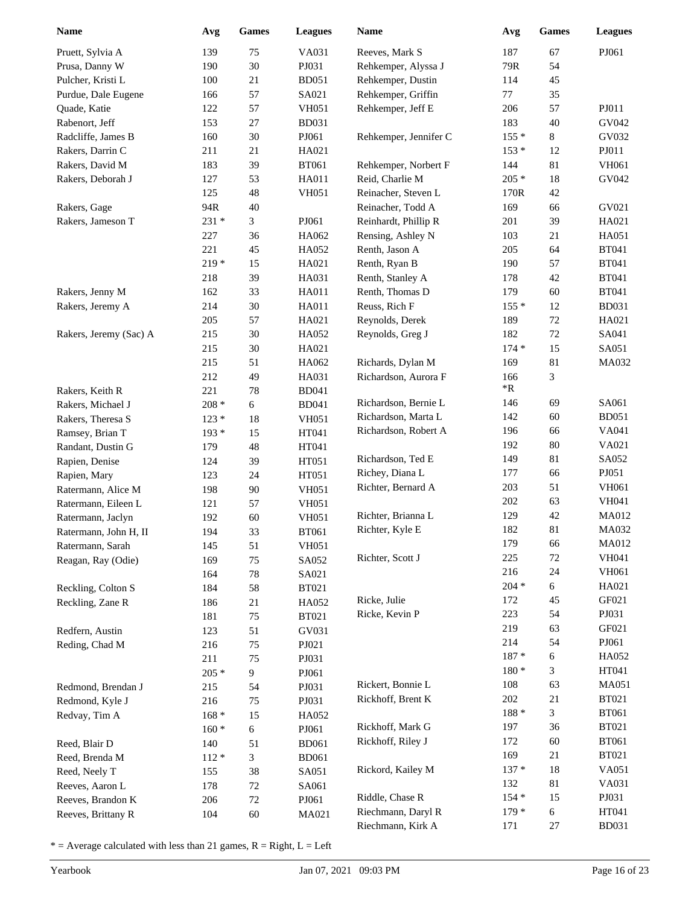| Name | Avg | Games | Leagues |
|---|---|---|---|
| Pruett, Sylvia A | 139 | 75 | VA031 |
| Prusa, Danny W | 190 | 30 | PJ031 |
| Pulcher, Kristi L | 100 | 21 | BD051 |
| Purdue, Dale Eugene | 166 | 57 | SA021 |
| Quade, Katie | 122 | 57 | VH051 |
| Rabenort, Jeff | 153 | 27 | BD031 |
| Radcliffe, James B | 160 | 30 | PJ061 |
| Rakers, Darrin C | 211 | 21 | HA021 |
| Rakers, David M | 183 | 39 | BT061 |
| Rakers, Deborah J | 127 | 53 | HA011 |
| | 125 | 48 | VH051 |
| Rakers, Gage | 94R | 40 | |
| Rakers, Jameson T | 231 * | 3 | PJ061 |
| | 227 | 36 | HA062 |
| | 221 | 45 | HA052 |
| | 219 * | 15 | HA021 |
| | 218 | 39 | HA031 |
| Rakers, Jenny M | 162 | 33 | HA011 |
| Rakers, Jeremy A | 214 | 30 | HA011 |
| | 205 | 57 | HA021 |
| Rakers, Jeremy (Sac) A | 215 | 30 | HA052 |
| | 215 | 30 | HA021 |
| | 215 | 51 | HA062 |
| | 212 | 49 | HA031 |
| Rakers, Keith R | 221 | 78 | BD041 |
| Rakers, Michael J | 208 * | 6 | BD041 |
| Rakers, Theresa S | 123 * | 18 | VH051 |
| Ramsey, Brian T | 193 * | 15 | HT041 |
| Randant, Dustin G | 179 | 48 | HT041 |
| Rapien, Denise | 124 | 39 | HT051 |
| Rapien, Mary | 123 | 24 | HT051 |
| Ratermann, Alice M | 198 | 90 | VH051 |
| Ratermann, Eileen L | 121 | 57 | VH051 |
| Ratermann, Jaclyn | 192 | 60 | VH051 |
| Ratermann, John H, II | 194 | 33 | BT061 |
| Ratermann, Sarah | 145 | 51 | VH051 |
| Reagan, Ray (Odie) | 169 | 75 | SA052 |
| | 164 | 78 | SA021 |
| Reckling, Colton S | 184 | 58 | BT021 |
| Reckling, Zane R | 186 | 21 | HA052 |
| | 181 | 75 | BT021 |
| Redfern, Austin | 123 | 51 | GV031 |
| Reding, Chad M | 216 | 75 | PJ021 |
| | 211 | 75 | PJ031 |
| | 205 * | 9 | PJ061 |
| Redmond, Brendan J | 215 | 54 | PJ031 |
| Redmond, Kyle J | 216 | 75 | PJ031 |
| Redvay, Tim A | 168 * | 15 | HA052 |
| | 160 * | 6 | PJ061 |
| Reed, Blair D | 140 | 51 | BD061 |
| Reed, Brenda M | 112 * | 3 | BD061 |
| Reed, Neely T | 155 | 38 | SA051 |
| Reeves, Aaron L | 178 | 72 | SA061 |
| Reeves, Brandon K | 206 | 72 | PJ061 |
| Reeves, Brittany R | 104 | 60 | MA021 |
| Reeves, Mark S | 187 | 67 | PJ061 |
| Rehkemper, Alyssa J | 79R | 54 | |
| Rehkemper, Dustin | 114 | 45 | |
| Rehkemper, Griffin | 77 | 35 | |
| Rehkemper, Jeff E | 206 | 57 | PJ011 |
| | 183 | 40 | GV042 |
| Rehkemper, Jennifer C | 155 * | 8 | GV032 |
| | 153 * | 12 | PJ011 |
| Rehkemper, Norbert F | 144 | 81 | VH061 |
| Reid, Charlie M | 205 * | 18 | GV042 |
| Reinacher, Steven L | 170R | 42 | |
| Reinacher, Todd A | 169 | 66 | GV021 |
| Reinhardt, Phillip R | 201 | 39 | HA021 |
| Rensing, Ashley N | 103 | 21 | HA051 |
| Renth, Jason A | 205 | 64 | BT041 |
| Renth, Ryan B | 190 | 57 | BT041 |
| Renth, Stanley A | 178 | 42 | BT041 |
| Renth, Thomas D | 179 | 60 | BT041 |
| Reuss, Rich F | 155 * | 12 | BD031 |
| Reynolds, Derek | 189 | 72 | HA021 |
| Reynolds, Greg J | 182 | 72 | SA041 |
| | 174 * | 15 | SA051 |
| Richards, Dylan M | 169 | 81 | MA032 |
| Richardson, Aurora F | 166 *R | 3 | |
| Richardson, Bernie L | 146 | 69 | SA061 |
| Richardson, Marta L | 142 | 60 | BD051 |
| Richardson, Robert A | 196 | 66 | VA041 |
| | 192 | 80 | VA021 |
| Richardson, Ted E | 149 | 81 | SA052 |
| Richey, Diana L | 177 | 66 | PJ051 |
| Richter, Bernard A | 203 | 51 | VH061 |
| | 202 | 63 | VH041 |
| Richter, Brianna L | 129 | 42 | MA012 |
| Richter, Kyle E | 182 | 81 | MA032 |
| | 179 | 66 | MA012 |
| Richter, Scott J | 225 | 72 | VH041 |
| | 216 | 24 | VH061 |
| | 204 * | 6 | HA021 |
| Ricke, Julie | 172 | 45 | GF021 |
| Ricke, Kevin P | 223 | 54 | PJ031 |
| | 219 | 63 | GF021 |
| | 214 | 54 | PJ061 |
| | 187 * | 6 | HA052 |
| | 180 * | 3 | HT041 |
| Rickert, Bonnie L | 108 | 63 | MA051 |
| Rickhoff, Brent K | 202 | 21 | BT021 |
| | 188 * | 3 | BT061 |
| Rickhoff, Mark G | 197 | 36 | BT021 |
| Rickhoff, Riley J | 172 | 60 | BT061 |
| | 169 | 21 | BT021 |
| Rickord, Kailey M | 137 * | 18 | VA051 |
| | 132 | 81 | VA031 |
| Riddle, Chase R | 154 * | 15 | PJ031 |
| Riechmann, Daryl R | 179 * | 6 | HT041 |
| Riechmann, Kirk A | 171 | 27 | BD031 |

* = Average calculated with less than 21 games, R = Right, L = Left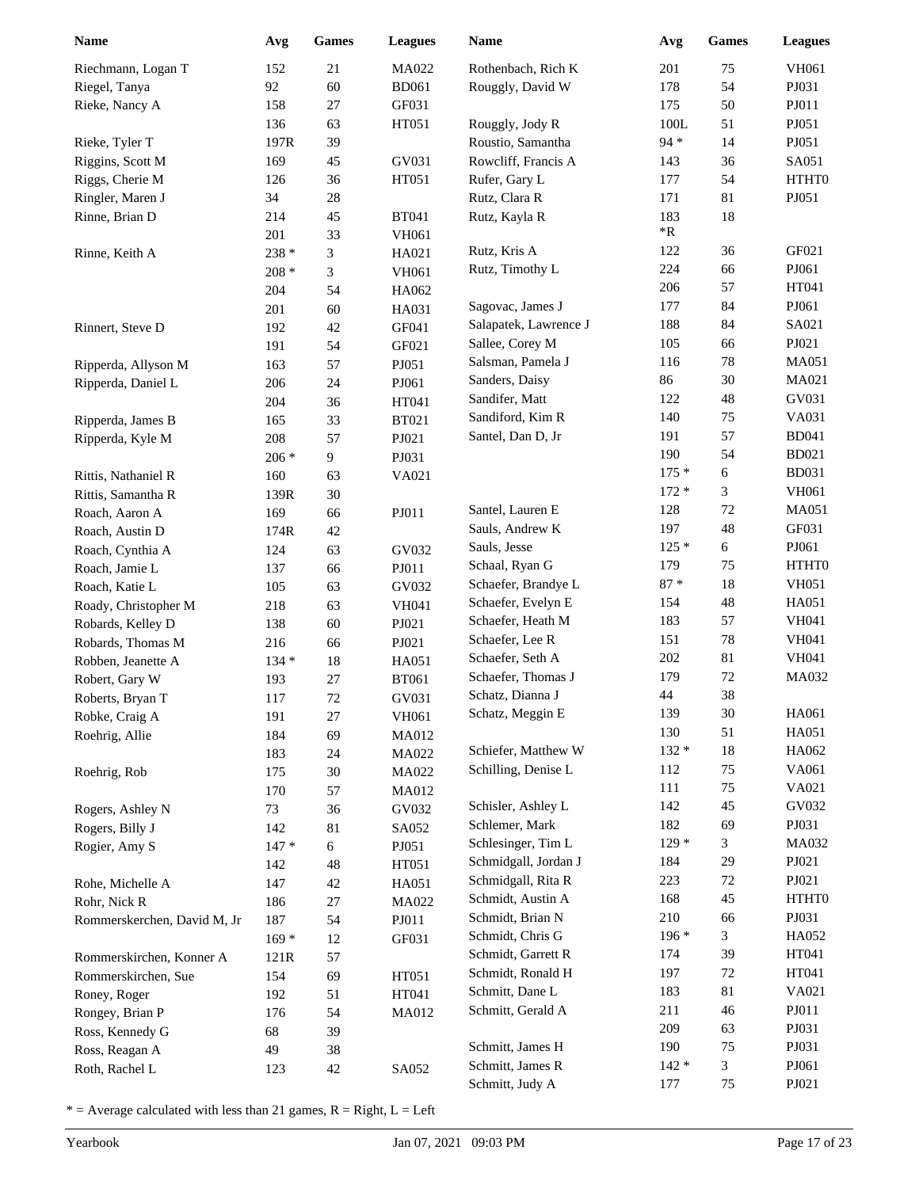| Name | Avg | Games | Leagues |
|---|---|---|---|
| Riechmann, Logan T | 152 | 21 | MA022 |
| Riegel, Tanya | 92 | 60 | BD061 |
| Rieke, Nancy A | 158 | 27 | GF031 |
| | 136 | 63 | HT051 |
| Rieke, Tyler T | 197R | 39 | |
| Riggins, Scott M | 169 | 45 | GV031 |
| Riggs, Cherie M | 126 | 36 | HT051 |
| Ringler, Maren J | 34 | 28 | |
| Rinne, Brian D | 214 | 45 | BT041 |
| | 201 | 33 | VH061 |
| Rinne, Keith A | 238 * | 3 | HA021 |
| | 208 * | 3 | VH061 |
| | 204 | 54 | HA062 |
| | 201 | 60 | HA031 |
| Rinnert, Steve D | 192 | 42 | GF041 |
| | 191 | 54 | GF021 |
| Ripperda, Allyson M | 163 | 57 | PJ051 |
| Ripperda, Daniel L | 206 | 24 | PJ061 |
| | 204 | 36 | HT041 |
| Ripperda, James B | 165 | 33 | BT021 |
| Ripperda, Kyle M | 208 | 57 | PJ021 |
| | 206 * | 9 | PJ031 |
| Rittis, Nathaniel R | 160 | 63 | VA021 |
| Rittis, Samantha R | 139R | 30 | |
| Roach, Aaron A | 169 | 66 | PJ011 |
| Roach, Austin D | 174R | 42 | |
| Roach, Cynthia A | 124 | 63 | GV032 |
| Roach, Jamie L | 137 | 66 | PJ011 |
| Roach, Katie L | 105 | 63 | GV032 |
| Roady, Christopher M | 218 | 63 | VH041 |
| Robards, Kelley D | 138 | 60 | PJ021 |
| Robards, Thomas M | 216 | 66 | PJ021 |
| Robben, Jeanette A | 134 * | 18 | HA051 |
| Robert, Gary W | 193 | 27 | BT061 |
| Roberts, Bryan T | 117 | 72 | GV031 |
| Robke, Craig A | 191 | 27 | VH061 |
| Roehrig, Allie | 184 | 69 | MA012 |
| | 183 | 24 | MA022 |
| Roehrig, Rob | 175 | 30 | MA022 |
| | 170 | 57 | MA012 |
| Rogers, Ashley N | 73 | 36 | GV032 |
| Rogers, Billy J | 142 | 81 | SA052 |
| Rogier, Amy S | 147 * | 6 | PJ051 |
| | 142 | 48 | HT051 |
| Rohe, Michelle A | 147 | 42 | HA051 |
| Rohr, Nick R | 186 | 27 | MA022 |
| Rommerskerchen, David M, Jr | 187 | 54 | PJ011 |
| | 169 * | 12 | GF031 |
| Rommerskirchen, Konner A | 121R | 57 | |
| Rommerskirchen, Sue | 154 | 69 | HT051 |
| Roney, Roger | 192 | 51 | HT041 |
| Rongey, Brian P | 176 | 54 | MA012 |
| Ross, Kennedy G | 68 | 39 | |
| Ross, Reagan A | 49 | 38 | |
| Roth, Rachel L | 123 | 42 | SA052 |
| Rothenbach, Rich K | 201 | 75 | VH061 |
| Rouggly, David W | 178 | 54 | PJ031 |
| | 175 | 50 | PJ011 |
| Rouggly, Jody R | 100L | 51 | PJ051 |
| Roustio, Samantha | 94 * | 14 | PJ051 |
| Rowcliff, Francis A | 143 | 36 | SA051 |
| Rufer, Gary L | 177 | 54 | HTHT0 |
| Rutz, Clara R | 171 | 81 | PJ051 |
| Rutz, Kayla R | 183 *R | 18 | |
| Rutz, Kris A | 122 | 36 | GF021 |
| Rutz, Timothy L | 224 | 66 | PJ061 |
| | 206 | 57 | HT041 |
| Sagovac, James J | 177 | 84 | PJ061 |
| Salapatek, Lawrence J | 188 | 84 | SA021 |
| Sallee, Corey M | 105 | 66 | PJ021 |
| Salsman, Pamela J | 116 | 78 | MA051 |
| Sanders, Daisy | 86 | 30 | MA021 |
| Sandifer, Matt | 122 | 48 | GV031 |
| Sandiford, Kim R | 140 | 75 | VA031 |
| Santel, Dan D, Jr | 191 | 57 | BD041 |
| | 190 | 54 | BD021 |
| | 175 * | 6 | BD031 |
| | 172 * | 3 | VH061 |
| Santel, Lauren E | 128 | 72 | MA051 |
| Sauls, Andrew K | 197 | 48 | GF031 |
| Sauls, Jesse | 125 * | 6 | PJ061 |
| Schaal, Ryan G | 179 | 75 | HTHT0 |
| Schaefer, Brandye L | 87 * | 18 | VH051 |
| Schaefer, Evelyn E | 154 | 48 | HA051 |
| Schaefer, Heath M | 183 | 57 | VH041 |
| Schaefer, Lee R | 151 | 78 | VH041 |
| Schaefer, Seth A | 202 | 81 | VH041 |
| Schaefer, Thomas J | 179 | 72 | MA032 |
| Schatz, Dianna J | 44 | 38 | |
| Schatz, Meggin E | 139 | 30 | HA061 |
| | 130 | 51 | HA051 |
| Schiefer, Matthew W | 132 * | 18 | HA062 |
| Schilling, Denise L | 112 | 75 | VA061 |
| | 111 | 75 | VA021 |
| Schisler, Ashley L | 142 | 45 | GV032 |
| Schlemer, Mark | 182 | 69 | PJ031 |
| Schlesinger, Tim L | 129 * | 3 | MA032 |
| Schmidgall, Jordan J | 184 | 29 | PJ021 |
| Schmidgall, Rita R | 223 | 72 | PJ021 |
| Schmidt, Austin A | 168 | 45 | HTHT0 |
| Schmidt, Brian N | 210 | 66 | PJ031 |
| Schmidt, Chris G | 196 * | 3 | HA052 |
| Schmidt, Garrett R | 174 | 39 | HT041 |
| Schmidt, Ronald H | 197 | 72 | HT041 |
| Schmitt, Dane L | 183 | 81 | VA021 |
| Schmitt, Gerald A | 211 | 46 | PJ011 |
| | 209 | 63 | PJ031 |
| Schmitt, James H | 190 | 75 | PJ031 |
| Schmitt, James R | 142 * | 3 | PJ061 |
| Schmitt, Judy A | 177 | 75 | PJ021 |

* = Average calculated with less than 21 games, R = Right, L = Left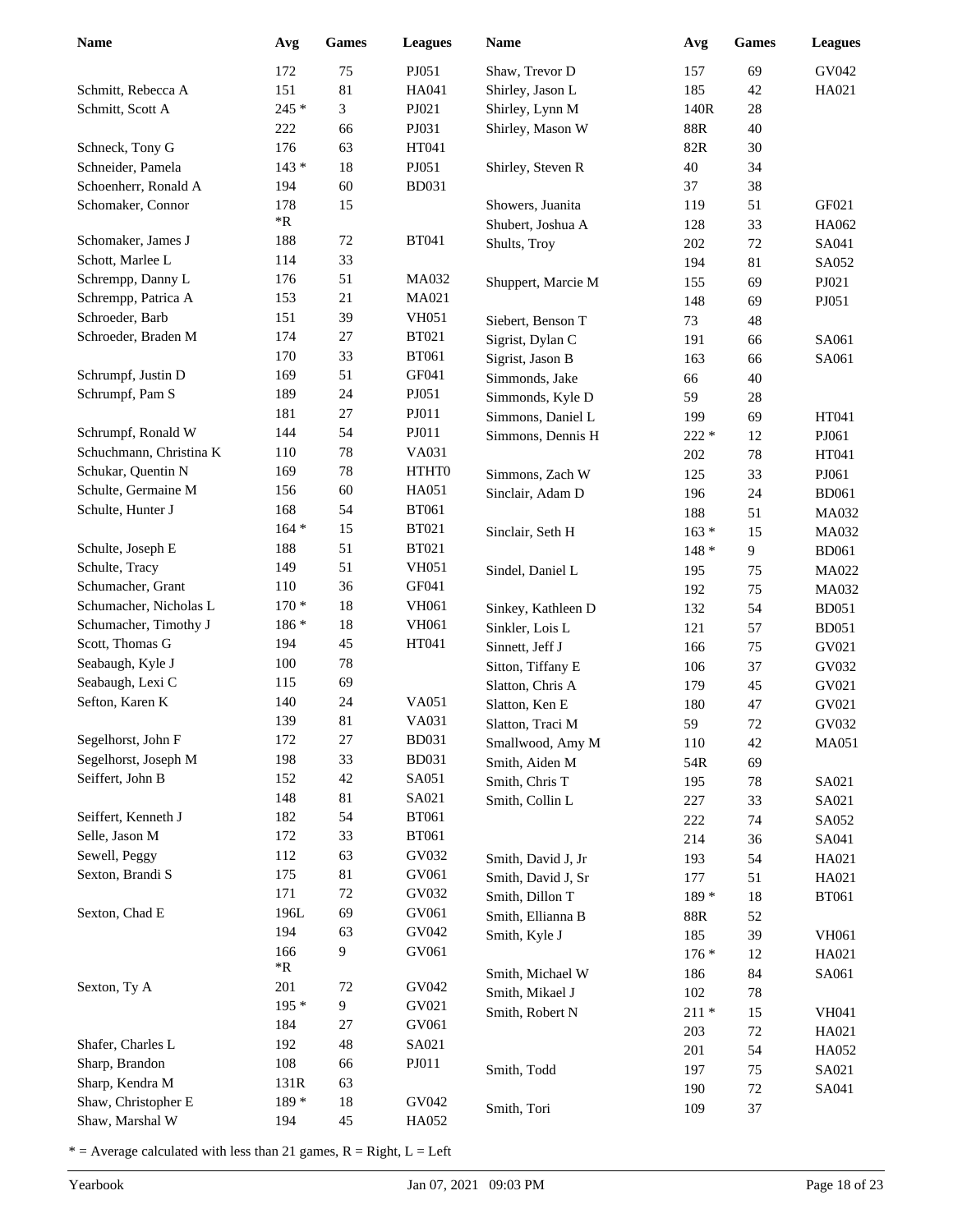| Name | Avg | Games | Leagues |
|---|---|---|---|
| | 172 | 75 | PJ051 |
| Schmitt, Rebecca A | 151 | 81 | HA041 |
| Schmitt, Scott A | 245 * | 3 | PJ021 |
| | 222 | 66 | PJ031 |
| Schneck, Tony G | 176 | 63 | HT041 |
| Schneider, Pamela | 143 * | 18 | PJ051 |
| Schoenherr, Ronald A | 194 | 60 | BD031 |
| Schomaker, Connor | 178 *R | 15 | |
| Schomaker, James J | 188 | 72 | BT041 |
| Schott, Marlee L | 114 | 33 | |
| Schrempp, Danny L | 176 | 51 | MA032 |
| Schrempp, Patrica A | 153 | 21 | MA021 |
| Schroeder, Barb | 151 | 39 | VH051 |
| Schroeder, Braden M | 174 | 27 | BT021 |
| | 170 | 33 | BT061 |
| Schrumpf, Justin D | 169 | 51 | GF041 |
| Schrumpf, Pam S | 189 | 24 | PJ051 |
| | 181 | 27 | PJ011 |
| Schrumpf, Ronald W | 144 | 54 | PJ011 |
| Schuchmann, Christina K | 110 | 78 | VA031 |
| Schukar, Quentin N | 169 | 78 | HTHT0 |
| Schulte, Germaine M | 156 | 60 | HA051 |
| Schulte, Hunter J | 168 | 54 | BT061 |
| | 164 * | 15 | BT021 |
| Schulte, Joseph E | 188 | 51 | BT021 |
| Schulte, Tracy | 149 | 51 | VH051 |
| Schumacher, Grant | 110 | 36 | GF041 |
| Schumacher, Nicholas L | 170 * | 18 | VH061 |
| Schumacher, Timothy J | 186 * | 18 | VH061 |
| Scott, Thomas G | 194 | 45 | HT041 |
| Seabaugh, Kyle J | 100 | 78 | |
| Seabaugh, Lexi C | 115 | 69 | |
| Sefton, Karen K | 140 | 24 | VA051 |
| | 139 | 81 | VA031 |
| Segelhorst, John F | 172 | 27 | BD031 |
| Segelhorst, Joseph M | 198 | 33 | BD031 |
| Seiffert, John B | 152 | 42 | SA051 |
| | 148 | 81 | SA021 |
| Seiffert, Kenneth J | 182 | 54 | BT061 |
| Selle, Jason M | 172 | 33 | BT061 |
| Sewell, Peggy | 112 | 63 | GV032 |
| Sexton, Brandi S | 175 | 81 | GV061 |
| | 171 | 72 | GV032 |
| Sexton, Chad E | 196L | 69 | GV061 |
| | 194 | 63 | GV042 |
| | 166 *R | 9 | GV061 |
| Sexton, Ty A | 201 | 72 | GV042 |
| | 195 * | 9 | GV021 |
| | 184 | 27 | GV061 |
| Shafer, Charles L | 192 | 48 | SA021 |
| Sharp, Brandon | 108 | 66 | PJ011 |
| Sharp, Kendra M | 131R | 63 | |
| Shaw, Christopher E | 189 * | 18 | GV042 |
| Shaw, Marshal W | 194 | 45 | HA052 |
| Shaw, Trevor D | 157 | 69 | GV042 |
| Shirley, Jason L | 185 | 42 | HA021 |
| Shirley, Lynn M | 140R | 28 | |
| Shirley, Mason W | 88R | 40 | |
| | 82R | 30 | |
| Shirley, Steven R | 40 | 34 | |
| | 37 | 38 | |
| Showers, Juanita | 119 | 51 | GF021 |
| Shubert, Joshua A | 128 | 33 | HA062 |
| Shults, Troy | 202 | 72 | SA041 |
| | 194 | 81 | SA052 |
| Shuppert, Marcie M | 155 | 69 | PJ021 |
| | 148 | 69 | PJ051 |
| Siebert, Benson T | 73 | 48 | |
| Sigrist, Dylan C | 191 | 66 | SA061 |
| Sigrist, Jason B | 163 | 66 | SA061 |
| Simmonds, Jake | 66 | 40 | |
| Simmonds, Kyle D | 59 | 28 | |
| Simmons, Daniel L | 199 | 69 | HT041 |
| Simmons, Dennis H | 222 * | 12 | PJ061 |
| | 202 | 78 | HT041 |
| Simmons, Zach W | 125 | 33 | PJ061 |
| Sinclair, Adam D | 196 | 24 | BD061 |
| | 188 | 51 | MA032 |
| Sinclair, Seth H | 163 * | 15 | MA032 |
| | 148 * | 9 | BD061 |
| Sindel, Daniel L | 195 | 75 | MA022 |
| | 192 | 75 | MA032 |
| Sinkey, Kathleen D | 132 | 54 | BD051 |
| Sinkler, Lois L | 121 | 57 | BD051 |
| Sinnett, Jeff J | 166 | 75 | GV021 |
| Sitton, Tiffany E | 106 | 37 | GV032 |
| Slatton, Chris A | 179 | 45 | GV021 |
| Slatton, Ken E | 180 | 47 | GV021 |
| Slatton, Traci M | 59 | 72 | GV032 |
| Smallwood, Amy M | 110 | 42 | MA051 |
| Smith, Aiden M | 54R | 69 | |
| Smith, Chris T | 195 | 78 | SA021 |
| Smith, Collin L | 227 | 33 | SA021 |
| | 222 | 74 | SA052 |
| | 214 | 36 | SA041 |
| Smith, David J, Jr | 193 | 54 | HA021 |
| Smith, David J, Sr | 177 | 51 | HA021 |
| Smith, Dillon T | 189 * | 18 | BT061 |
| Smith, Ellianna B | 88R | 52 | |
| Smith, Kyle J | 185 | 39 | VH061 |
| | 176 * | 12 | HA021 |
| Smith, Michael W | 186 | 84 | SA061 |
| Smith, Mikael J | 102 | 78 | |
| Smith, Robert N | 211 * | 15 | VH041 |
| | 203 | 72 | HA021 |
| | 201 | 54 | HA052 |
| Smith, Todd | 197 | 75 | SA021 |
| | 190 | 72 | SA041 |
| Smith, Tori | 109 | 37 | |

* = Average calculated with less than 21 games, R = Right, L = Left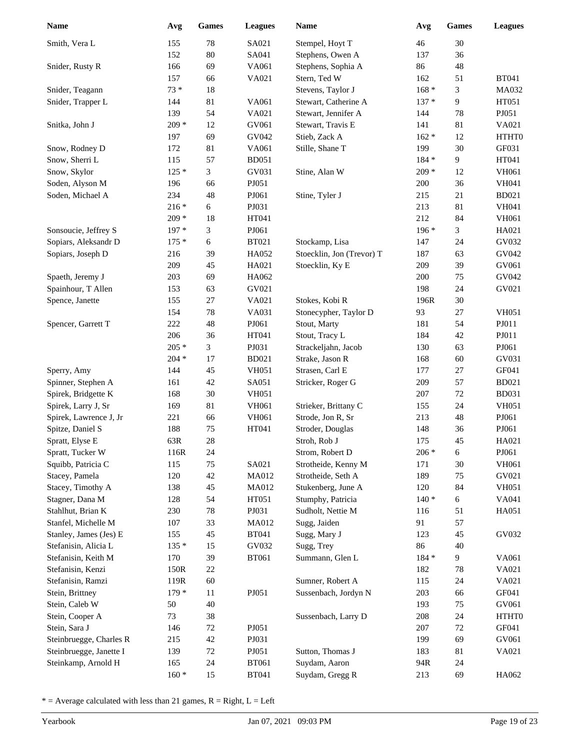| Name | Avg | Games | Leagues |
|---|---|---|---|
| Smith, Vera L | 155 | 78 | SA021 |
| | 152 | 80 | SA041 |
| Snider, Rusty R | 166 | 69 | VA061 |
| | 157 | 66 | VA021 |
| Snider, Teagann | 73 * | 18 | |
| Snider, Trapper L | 144 | 81 | VA061 |
| | 139 | 54 | VA021 |
| Snitka, John J | 209 * | 12 | GV061 |
| | 197 | 69 | GV042 |
| Snow, Rodney D | 172 | 81 | VA061 |
| Snow, Sherri L | 115 | 57 | BD051 |
| Snow, Skylor | 125 * | 3 | GV031 |
| Soden, Alyson M | 196 | 66 | PJ051 |
| Soden, Michael A | 234 | 48 | PJ061 |
| | 216 * | 6 | PJ031 |
| | 209 * | 18 | HT041 |
| Sonsoucie, Jeffrey S | 197 * | 3 | PJ061 |
| Sopiars, Aleksandr D | 175 * | 6 | BT021 |
| Sopiars, Joseph D | 216 | 39 | HA052 |
| | 209 | 45 | HA021 |
| Spaeth, Jeremy J | 203 | 69 | HA062 |
| Spainhour, T Allen | 153 | 63 | GV021 |
| Spence, Janette | 155 | 27 | VA021 |
| | 154 | 78 | VA031 |
| Spencer, Garrett T | 222 | 48 | PJ061 |
| | 206 | 36 | HT041 |
| | 205 * | 3 | PJ031 |
| | 204 * | 17 | BD021 |
| Sperry, Amy | 144 | 45 | VH051 |
| Spinner, Stephen A | 161 | 42 | SA051 |
| Spirek, Bridgette K | 168 | 30 | VH051 |
| Spirek, Larry J, Sr | 169 | 81 | VH061 |
| Spirek, Lawrence J, Jr | 221 | 66 | VH061 |
| Spitze, Daniel S | 188 | 75 | HT041 |
| Spratt, Elyse E | 63R | 28 | |
| Spratt, Tucker W | 116R | 24 | |
| Squibb, Patricia C | 115 | 75 | SA021 |
| Stacey, Pamela | 120 | 42 | MA012 |
| Stacey, Timothy A | 138 | 45 | MA012 |
| Stagner, Dana M | 128 | 54 | HT051 |
| Stahlhut, Brian K | 230 | 78 | PJ031 |
| Stanfel, Michelle M | 107 | 33 | MA012 |
| Stanley, James (Jes) E | 155 | 45 | BT041 |
| Stefanisin, Alicia L | 135 * | 15 | GV032 |
| Stefanisin, Keith M | 170 | 39 | BT061 |
| Stefanisin, Kenzi | 150R | 22 | |
| Stefanisin, Ramzi | 119R | 60 | |
| Stein, Brittney | 179 * | 11 | PJ051 |
| Stein, Caleb W | 50 | 40 | |
| Stein, Cooper A | 73 | 38 | |
| Stein, Sara J | 146 | 72 | PJ051 |
| Steinbruegge, Charles R | 215 | 42 | PJ031 |
| Steinbruegge, Janette I | 139 | 72 | PJ051 |
| Steinkamp, Arnold H | 165 | 24 | BT061 |
| | 160 * | 15 | BT041 |
| Stempel, Hoyt T | 46 | 30 | |
| Stephens, Owen A | 137 | 36 | |
| Stephens, Sophia A | 86 | 48 | |
| Stern, Ted W | 162 | 51 | BT041 |
| Stevens, Taylor J | 168 * | 3 | MA032 |
| Stewart, Catherine A | 137 * | 9 | HT051 |
| Stewart, Jennifer A | 144 | 78 | PJ051 |
| Stewart, Travis E | 141 | 81 | VA021 |
| Stieb, Zack A | 162 * | 12 | HTHT0 |
| Stille, Shane T | 199 | 30 | GF031 |
| | 184 * | 9 | HT041 |
| Stine, Alan W | 209 * | 12 | VH061 |
| | 200 | 36 | VH041 |
| Stine, Tyler J | 215 | 21 | BD021 |
| | 213 | 81 | VH041 |
| | 212 | 84 | VH061 |
| | 196 * | 3 | HA021 |
| Stockamp, Lisa | 147 | 24 | GV032 |
| Stoecklin, Jon (Trevor) T | 187 | 63 | GV042 |
| Stoecklin, Ky E | 209 | 39 | GV061 |
| | 200 | 75 | GV042 |
| | 198 | 24 | GV021 |
| Stokes, Kobi R | 196R | 30 | |
| Stonecypher, Taylor D | 93 | 27 | VH051 |
| Stout, Marty | 181 | 54 | PJ011 |
| Stout, Tracy L | 184 | 42 | PJ011 |
| Strackeljahn, Jacob | 130 | 63 | PJ061 |
| Strake, Jason R | 168 | 60 | GV031 |
| Strasen, Carl E | 177 | 27 | GF041 |
| Stricker, Roger G | 209 | 57 | BD021 |
| | 207 | 72 | BD031 |
| Strieker, Brittany C | 155 | 24 | VH051 |
| Strode, Jon R, Sr | 213 | 48 | PJ061 |
| Stroder, Douglas | 148 | 36 | PJ061 |
| Stroh, Rob J | 175 | 45 | HA021 |
| Strom, Robert D | 206 * | 6 | PJ061 |
| Strotheide, Kenny M | 171 | 30 | VH061 |
| Strotheide, Seth A | 189 | 75 | GV021 |
| Stukenberg, June A | 120 | 84 | VH051 |
| Stumphy, Patricia | 140 * | 6 | VA041 |
| Sudholt, Nettie M | 116 | 51 | HA051 |
| Sugg, Jaiden | 91 | 57 | |
| Sugg, Mary J | 123 | 45 | GV032 |
| Sugg, Trey | 86 | 40 | |
| Summann, Glen L | 184 * | 9 | VA061 |
| | 182 | 78 | VA021 |
| Sumner, Robert A | 115 | 24 | VA021 |
| Sussenbach, Jordyn N | 203 | 66 | GF041 |
| | 193 | 75 | GV061 |
| Sussenbach, Larry D | 208 | 24 | HTHT0 |
| | 207 | 72 | GF041 |
| | 199 | 69 | GV061 |
| Sutton, Thomas J | 183 | 81 | VA021 |
| Suydam, Aaron | 94R | 24 | |
| Suydam, Gregg R | 213 | 69 | HA062 |

* = Average calculated with less than 21 games, R = Right, L = Left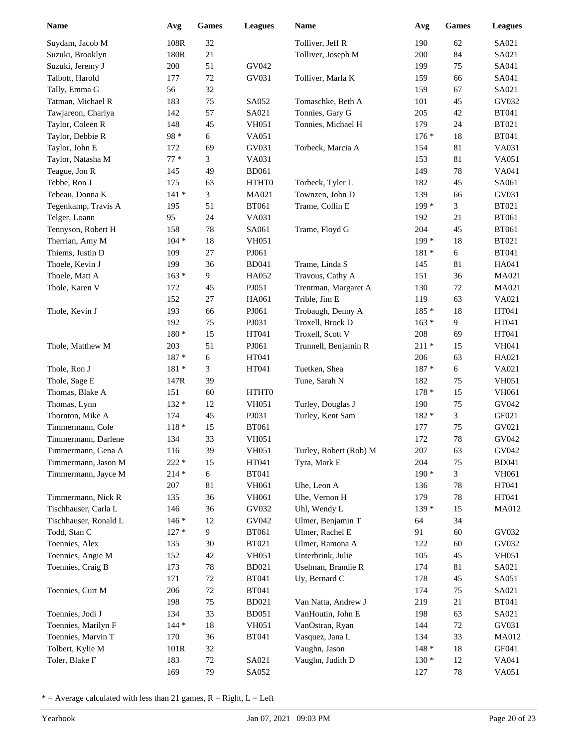| Name | Avg | Games | Leagues |
|---|---|---|---|
| Suydam, Jacob M | 108R | 32 | |
| Suzuki, Brooklyn | 180R | 21 | |
| Suzuki, Jeremy J | 200 | 51 | GV042 |
| Talbott, Harold | 177 | 72 | GV031 |
| Tally, Emma G | 56 | 32 | |
| Tatman, Michael R | 183 | 75 | SA052 |
| Tawjareon, Chariya | 142 | 57 | SA021 |
| Taylor, Coleen R | 148 | 45 | VH051 |
| Taylor, Debbie R | 98 * | 6 | VA051 |
| Taylor, John E | 172 | 69 | GV031 |
| Taylor, Natasha M | 77 * | 3 | VA031 |
| Teague, Jon R | 145 | 49 | BD061 |
| Tebbe, Ron J | 175 | 63 | HTHT0 |
| Tebeau, Donna K | 141 * | 3 | MA021 |
| Tegenkamp, Travis A | 195 | 51 | BT061 |
| Telger, Loann | 95 | 24 | VA031 |
| Tennyson, Robert H | 158 | 78 | SA061 |
| Therrian, Amy M | 104 * | 18 | VH051 |
| Thiems, Justin D | 109 | 27 | PJ061 |
| Thoele, Kevin J | 199 | 36 | BD041 |
| Thoele, Matt A | 163 * | 9 | HA052 |
| Thole, Karen V | 172 | 45 | PJ051 |
| | 152 | 27 | HA061 |
| Thole, Kevin J | 193 | 66 | PJ061 |
| | 192 | 75 | PJ031 |
| | 180 * | 15 | HT041 |
| Thole, Matthew M | 203 | 51 | PJ061 |
| | 187 * | 6 | HT041 |
| Thole, Ron J | 181 * | 3 | HT041 |
| Thole, Sage E | 147R | 39 | |
| Thomas, Blake A | 151 | 60 | HTHT0 |
| Thomas, Lynn | 132 * | 12 | VH051 |
| Thornton, Mike A | 174 | 45 | PJ031 |
| Timmermann, Cole | 118 * | 15 | BT061 |
| Timmermann, Darlene | 134 | 33 | VH051 |
| Timmermann, Gena A | 116 | 39 | VH051 |
| Timmermann, Jason M | 222 * | 15 | HT041 |
| Timmermann, Jayce M | 214 * | 6 | BT041 |
| | 207 | 81 | VH061 |
| Timmermann, Nick R | 135 | 36 | VH061 |
| Tischhauser, Carla L | 146 | 36 | GV032 |
| Tischhauser, Ronald L | 146 * | 12 | GV042 |
| Todd, Stan C | 127 * | 9 | BT061 |
| Toennies, Alex | 135 | 30 | BT021 |
| Toennies, Angie M | 152 | 42 | VH051 |
| Toennies, Craig B | 173 | 78 | BD021 |
| | 171 | 72 | BT041 |
| Toennies, Curt M | 206 | 72 | BT041 |
| | 198 | 75 | BD021 |
| Toennies, Jodi J | 134 | 33 | BD051 |
| Toennies, Marilyn F | 144 * | 18 | VH051 |
| Toennies, Marvin T | 170 | 36 | BT041 |
| Tolbert, Kylie M | 101R | 32 | |
| Toler, Blake F | 183 | 72 | SA021 |
| | 169 | 79 | SA052 |
| Tolliver, Jeff R | 190 | 62 | SA021 |
| Tolliver, Joseph M | 200 | 84 | SA021 |
| | 199 | 75 | SA041 |
| Tolliver, Marla K | 159 | 66 | SA041 |
| | 159 | 67 | SA021 |
| Tomaschke, Beth A | 101 | 45 | GV032 |
| Tonnies, Gary G | 205 | 42 | BT041 |
| Tonnies, Michael H | 179 | 24 | BT021 |
| | 176 * | 18 | BT041 |
| Torbeck, Marcia A | 154 | 81 | VA031 |
| | 153 | 81 | VA051 |
| | 149 | 78 | VA041 |
| Torbeck, Tyler L | 182 | 45 | SA061 |
| Townzen, John D | 139 | 66 | GV031 |
| Trame, Collin E | 199 * | 3 | BT021 |
| | 192 | 21 | BT061 |
| Trame, Floyd G | 204 | 45 | BT061 |
| | 199 * | 18 | BT021 |
| | 181 * | 6 | BT041 |
| Trame, Linda S | 145 | 81 | HA041 |
| Travous, Cathy A | 151 | 36 | MA021 |
| Trentman, Margaret A | 130 | 72 | MA021 |
| Trible, Jim E | 119 | 63 | VA021 |
| Trobaugh, Denny A | 185 * | 18 | HT041 |
| Troxell, Brock D | 163 * | 9 | HT041 |
| Troxell, Scott V | 208 | 69 | HT041 |
| Trunnell, Benjamin R | 211 * | 15 | VH041 |
| | 206 | 63 | HA021 |
| Tuetken, Shea | 187 * | 6 | VA021 |
| Tune, Sarah N | 182 | 75 | VH051 |
| | 178 * | 15 | VH061 |
| Turley, Douglas J | 190 | 75 | GV042 |
| Turley, Kent Sam | 182 * | 3 | GF021 |
| | 177 | 75 | GV021 |
| | 172 | 78 | GV042 |
| Turley, Robert (Rob) M | 207 | 63 | GV042 |
| Tyra, Mark E | 204 | 75 | BD041 |
| | 190 * | 3 | VH061 |
| Uhe, Leon A | 136 | 78 | HT041 |
| Uhe, Vernon H | 179 | 78 | HT041 |
| Uhl, Wendy L | 139 * | 15 | MA012 |
| Ulmer, Benjamin T | 64 | 34 | |
| Ulmer, Rachel E | 91 | 60 | GV032 |
| Ulmer, Ramona A | 122 | 60 | GV032 |
| Unterbrink, Julie | 105 | 45 | VH051 |
| Uselman, Brandie R | 174 | 81 | SA021 |
| Uy, Bernard C | 178 | 45 | SA051 |
| | 174 | 75 | SA021 |
| Van Natta, Andrew J | 219 | 21 | BT041 |
| VanHoutin, John E | 198 | 63 | SA021 |
| VanOstran, Ryan | 144 | 72 | GV031 |
| Vasquez, Jana L | 134 | 33 | MA012 |
| Vaughn, Jason | 148 * | 18 | GF041 |
| Vaughn, Judith D | 130 * | 12 | VA041 |
| | 127 | 78 | VA051 |

* = Average calculated with less than 21 games, R = Right, L = Left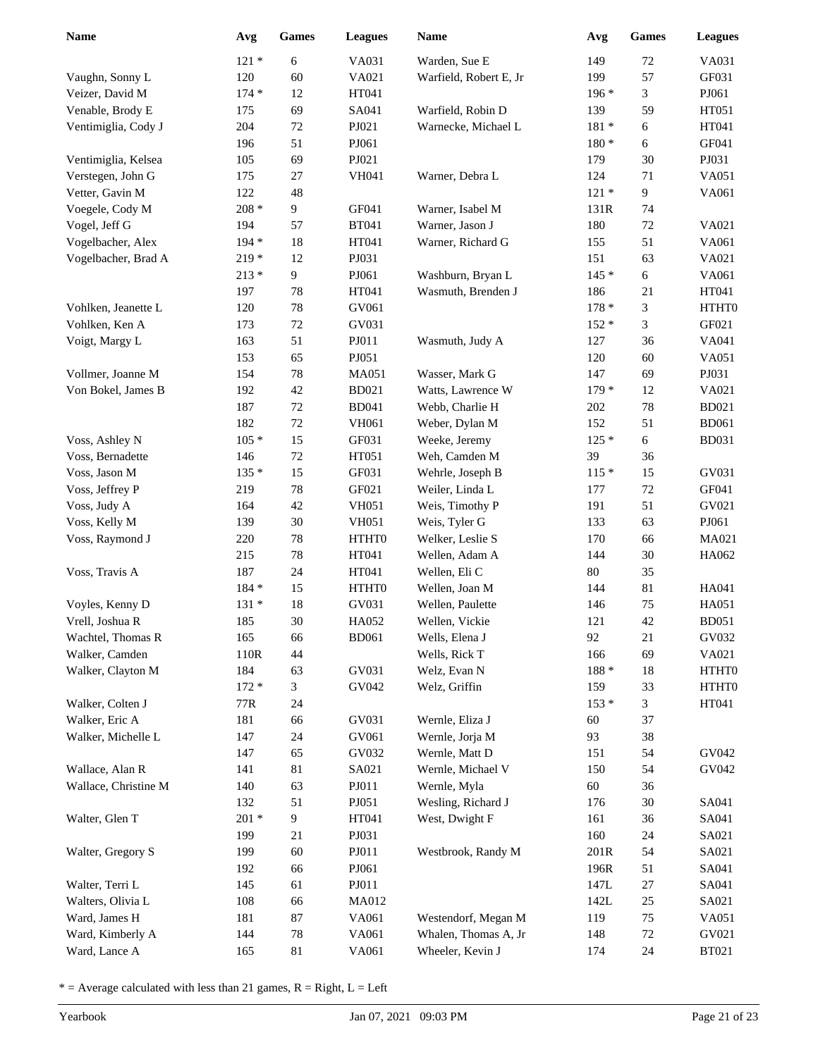| Name | Avg | Games | Leagues | Name | Avg | Games | Leagues |
|---|---|---|---|---|---|---|---|
| | 121 * | 6 | VA031 | Warden, Sue E | 149 | 72 | VA031 |
| Vaughn, Sonny L | 120 | 60 | VA021 | Warfield, Robert E, Jr | 199 | 57 | GF031 |
| Veizer, David M | 174 * | 12 | HT041 | | 196 * | 3 | PJ061 |
| Venable, Brody E | 175 | 69 | SA041 | Warfield, Robin D | 139 | 59 | HT051 |
| Ventimiglia, Cody J | 204 | 72 | PJ021 | Warnecke, Michael L | 181 * | 6 | HT041 |
| | 196 | 51 | PJ061 | | 180 * | 6 | GF041 |
| Ventimiglia, Kelsea | 105 | 69 | PJ021 | | 179 | 30 | PJ031 |
| Verstegen, John G | 175 | 27 | VH041 | Warner, Debra L | 124 | 71 | VA051 |
| Vetter, Gavin M | 122 | 48 | | | 121 * | 9 | VA061 |
| Voegele, Cody M | 208 * | 9 | GF041 | Warner, Isabel M | 131R | 74 | |
| Vogel, Jeff G | 194 | 57 | BT041 | Warner, Jason J | 180 | 72 | VA021 |
| Vogelbacher, Alex | 194 * | 18 | HT041 | Warner, Richard G | 155 | 51 | VA061 |
| Vogelbacher, Brad A | 219 * | 12 | PJ031 | | 151 | 63 | VA021 |
| | 213 * | 9 | PJ061 | Washburn, Bryan L | 145 * | 6 | VA061 |
| | 197 | 78 | HT041 | Wasmuth, Brenden J | 186 | 21 | HT041 |
| Vohlken, Jeanette L | 120 | 78 | GV061 | | 178 * | 3 | HTHT0 |
| Vohlken, Ken A | 173 | 72 | GV031 | | 152 * | 3 | GF021 |
| Voigt, Margy L | 163 | 51 | PJ011 | Wasmuth, Judy A | 127 | 36 | VA041 |
| | 153 | 65 | PJ051 | | 120 | 60 | VA051 |
| Vollmer, Joanne M | 154 | 78 | MA051 | Wasser, Mark G | 147 | 69 | PJ031 |
| Von Bokel, James B | 192 | 42 | BD021 | Watts, Lawrence W | 179 * | 12 | VA021 |
| | 187 | 72 | BD041 | Webb, Charlie H | 202 | 78 | BD021 |
| | 182 | 72 | VH061 | Weber, Dylan M | 152 | 51 | BD061 |
| Voss, Ashley N | 105 * | 15 | GF031 | Weeke, Jeremy | 125 * | 6 | BD031 |
| Voss, Bernadette | 146 | 72 | HT051 | Weh, Camden M | 39 | 36 | |
| Voss, Jason M | 135 * | 15 | GF031 | Wehrle, Joseph B | 115 * | 15 | GV031 |
| Voss, Jeffrey P | 219 | 78 | GF021 | Weiler, Linda L | 177 | 72 | GF041 |
| Voss, Judy A | 164 | 42 | VH051 | Weis, Timothy P | 191 | 51 | GV021 |
| Voss, Kelly M | 139 | 30 | VH051 | Weis, Tyler G | 133 | 63 | PJ061 |
| Voss, Raymond J | 220 | 78 | HTHT0 | Welker, Leslie S | 170 | 66 | MA021 |
| | 215 | 78 | HT041 | Wellen, Adam A | 144 | 30 | HA062 |
| Voss, Travis A | 187 | 24 | HT041 | Wellen, Eli C | 80 | 35 | |
| | 184 * | 15 | HTHT0 | Wellen, Joan M | 144 | 81 | HA041 |
| Voyles, Kenny D | 131 * | 18 | GV031 | Wellen, Paulette | 146 | 75 | HA051 |
| Vrell, Joshua R | 185 | 30 | HA052 | Wellen, Vickie | 121 | 42 | BD051 |
| Wachtel, Thomas R | 165 | 66 | BD061 | Wells, Elena J | 92 | 21 | GV032 |
| Walker, Camden | 110R | 44 | | Wells, Rick T | 166 | 69 | VA021 |
| Walker, Clayton M | 184 | 63 | GV031 | Welz, Evan N | 188 * | 18 | HTHT0 |
| | 172 * | 3 | GV042 | Welz, Griffin | 159 | 33 | HTHT0 |
| Walker, Colten J | 77R | 24 | | | 153 * | 3 | HT041 |
| Walker, Eric A | 181 | 66 | GV031 | Wernle, Eliza J | 60 | 37 | |
| Walker, Michelle L | 147 | 24 | GV061 | Wernle, Jorja M | 93 | 38 | |
| | 147 | 65 | GV032 | Wernle, Matt D | 151 | 54 | GV042 |
| Wallace, Alan R | 141 | 81 | SA021 | Wernle, Michael V | 150 | 54 | GV042 |
| Wallace, Christine M | 140 | 63 | PJ011 | Wernle, Myla | 60 | 36 | |
| | 132 | 51 | PJ051 | Wesling, Richard J | 176 | 30 | SA041 |
| Walter, Glen T | 201 * | 9 | HT041 | West, Dwight F | 161 | 36 | SA041 |
| | 199 | 21 | PJ031 | | 160 | 24 | SA021 |
| Walter, Gregory S | 199 | 60 | PJ011 | Westbrook, Randy M | 201R | 54 | SA021 |
| | 192 | 66 | PJ061 | | 196R | 51 | SA041 |
| Walter, Terri L | 145 | 61 | PJ011 | | 147L | 27 | SA041 |
| Walters, Olivia L | 108 | 66 | MA012 | | 142L | 25 | SA021 |
| Ward, James H | 181 | 87 | VA061 | Westendorf, Megan M | 119 | 75 | VA051 |
| Ward, Kimberly A | 144 | 78 | VA061 | Whalen, Thomas A, Jr | 148 | 72 | GV021 |
| Ward, Lance A | 165 | 81 | VA061 | Wheeler, Kevin J | 174 | 24 | BT021 |

* = Average calculated with less than 21 games, R = Right, L = Left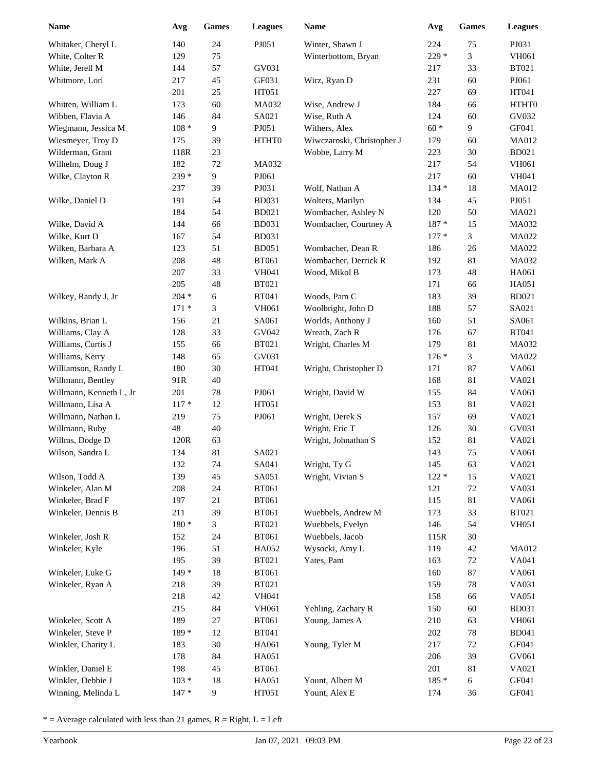| Name | Avg | Games | Leagues |
|---|---|---|---|
| Whitaker, Cheryl L | 140 | 24 | PJ051 |
| White, Colter R | 129 | 75 | |
| White, Jerell M | 144 | 57 | GV031 |
| Whitmore, Lori | 217 | 45 | GF031 |
| | 201 | 25 | HT051 |
| Whitten, William L | 173 | 60 | MA032 |
| Wibben, Flavia A | 146 | 84 | SA021 |
| Wiegmann, Jessica M | 108 * | 9 | PJ051 |
| Wiesmeyer, Troy D | 175 | 39 | HTHT0 |
| Wilderman, Grant | 118R | 23 | |
| Wilhelm, Doug J | 182 | 72 | MA032 |
| Wilke, Clayton R | 239 * | 9 | PJ061 |
| | 237 | 39 | PJ031 |
| Wilke, Daniel D | 191 | 54 | BD031 |
| | 184 | 54 | BD021 |
| Wilke, David A | 144 | 66 | BD031 |
| Wilke, Kurt D | 167 | 54 | BD031 |
| Wilken, Barbara A | 123 | 51 | BD051 |
| Wilken, Mark A | 208 | 48 | BT061 |
| | 207 | 33 | VH041 |
| | 205 | 48 | BT021 |
| Wilkey, Randy J, Jr | 204 * | 6 | BT041 |
| | 171 * | 3 | VH061 |
| Wilkins, Brian L | 156 | 21 | SA061 |
| Williams, Clay A | 128 | 33 | GV042 |
| Williams, Curtis J | 155 | 66 | BT021 |
| Williams, Kerry | 148 | 65 | GV031 |
| Williamson, Randy L | 180 | 30 | HT041 |
| Willmann, Bentley | 91R | 40 | |
| Willmann, Kenneth L, Jr | 201 | 78 | PJ061 |
| Willmann, Lisa A | 117 * | 12 | HT051 |
| Willmann, Nathan L | 219 | 75 | PJ061 |
| Willmann, Ruby | 48 | 40 | |
| Willms, Dodge D | 120R | 63 | |
| Wilson, Sandra L | 134 | 81 | SA021 |
| | 132 | 74 | SA041 |
| Wilson, Todd A | 139 | 45 | SA051 |
| Winkeler, Alan M | 208 | 24 | BT061 |
| Winkeler, Brad F | 197 | 21 | BT061 |
| Winkeler, Dennis B | 211 | 39 | BT061 |
| | 180 * | 3 | BT021 |
| Winkeler, Josh R | 152 | 24 | BT061 |
| Winkeler, Kyle | 196 | 51 | HA052 |
| | 195 | 39 | BT021 |
| Winkeler, Luke G | 149 * | 18 | BT061 |
| Winkeler, Ryan A | 218 | 39 | BT021 |
| | 218 | 42 | VH041 |
| | 215 | 84 | VH061 |
| Winkeler, Scott A | 189 | 27 | BT061 |
| Winkeler, Steve P | 189 * | 12 | BT041 |
| Winkler, Charity L | 183 | 30 | HA061 |
| | 178 | 84 | HA051 |
| Winkler, Daniel E | 198 | 45 | BT061 |
| Winkler, Debbie J | 103 * | 18 | HA051 |
| Winning, Melinda L | 147 * | 9 | HT051 |
| Winter, Shawn J | 224 | 75 | PJ031 |
| Winterbottom, Bryan | 229 * | 3 | VH061 |
| | 217 | 33 | BT021 |
| Wirz, Ryan D | 231 | 60 | PJ061 |
| | 227 | 69 | HT041 |
| Wise, Andrew J | 184 | 66 | HTHT0 |
| Wise, Ruth A | 124 | 60 | GV032 |
| Withers, Alex | 60 * | 9 | GF041 |
| Wiwczaroski, Christopher J | 179 | 60 | MA012 |
| Wobbe, Larry M | 223 | 30 | BD021 |
| | 217 | 54 | VH061 |
| | 217 | 60 | VH041 |
| Wolf, Nathan A | 134 * | 18 | MA012 |
| Wolters, Marilyn | 134 | 45 | PJ051 |
| Wombacher, Ashley N | 120 | 50 | MA021 |
| Wombacher, Courtney A | 187 * | 15 | MA032 |
| | 177 * | 3 | MA022 |
| Wombacher, Dean R | 186 | 26 | MA022 |
| Wombacher, Derrick R | 192 | 81 | MA032 |
| Wood, Mikol B | 173 | 48 | HA061 |
| | 171 | 66 | HA051 |
| Woods, Pam C | 183 | 39 | BD021 |
| Woolbright, John D | 188 | 57 | SA021 |
| Worlds, Anthony J | 160 | 51 | SA061 |
| Wreath, Zach R | 176 | 67 | BT041 |
| Wright, Charles M | 179 | 81 | MA032 |
| | 176 * | 3 | MA022 |
| Wright, Christopher D | 171 | 87 | VA061 |
| | 168 | 81 | VA021 |
| Wright, David W | 155 | 84 | VA061 |
| | 153 | 81 | VA021 |
| Wright, Derek S | 157 | 69 | VA021 |
| Wright, Eric T | 126 | 30 | GV031 |
| Wright, Johnathan S | 152 | 81 | VA021 |
| | 143 | 75 | VA061 |
| Wright, Ty G | 145 | 63 | VA021 |
| Wright, Vivian S | 122 * | 15 | VA021 |
| | 121 | 72 | VA031 |
| | 115 | 81 | VA061 |
| Wuebbels, Andrew M | 173 | 33 | BT021 |
| Wuebbels, Evelyn | 146 | 54 | VH051 |
| Wuebbels, Jacob | 115R | 30 | |
| Wysocki, Amy L | 119 | 42 | MA012 |
| Yates, Pam | 163 | 72 | VA041 |
| | 160 | 87 | VA061 |
| | 159 | 78 | VA031 |
| | 158 | 66 | VA051 |
| Yehling, Zachary R | 150 | 60 | BD031 |
| Young, James A | 210 | 63 | VH061 |
| | 202 | 78 | BD041 |
| Young, Tyler M | 217 | 72 | GF041 |
| | 206 | 39 | GV061 |
| | 201 | 81 | VA021 |
| Yount, Albert M | 185 * | 6 | GF041 |
| Yount, Alex E | 174 | 36 | GF041 |

* = Average calculated with less than 21 games, R = Right, L = Left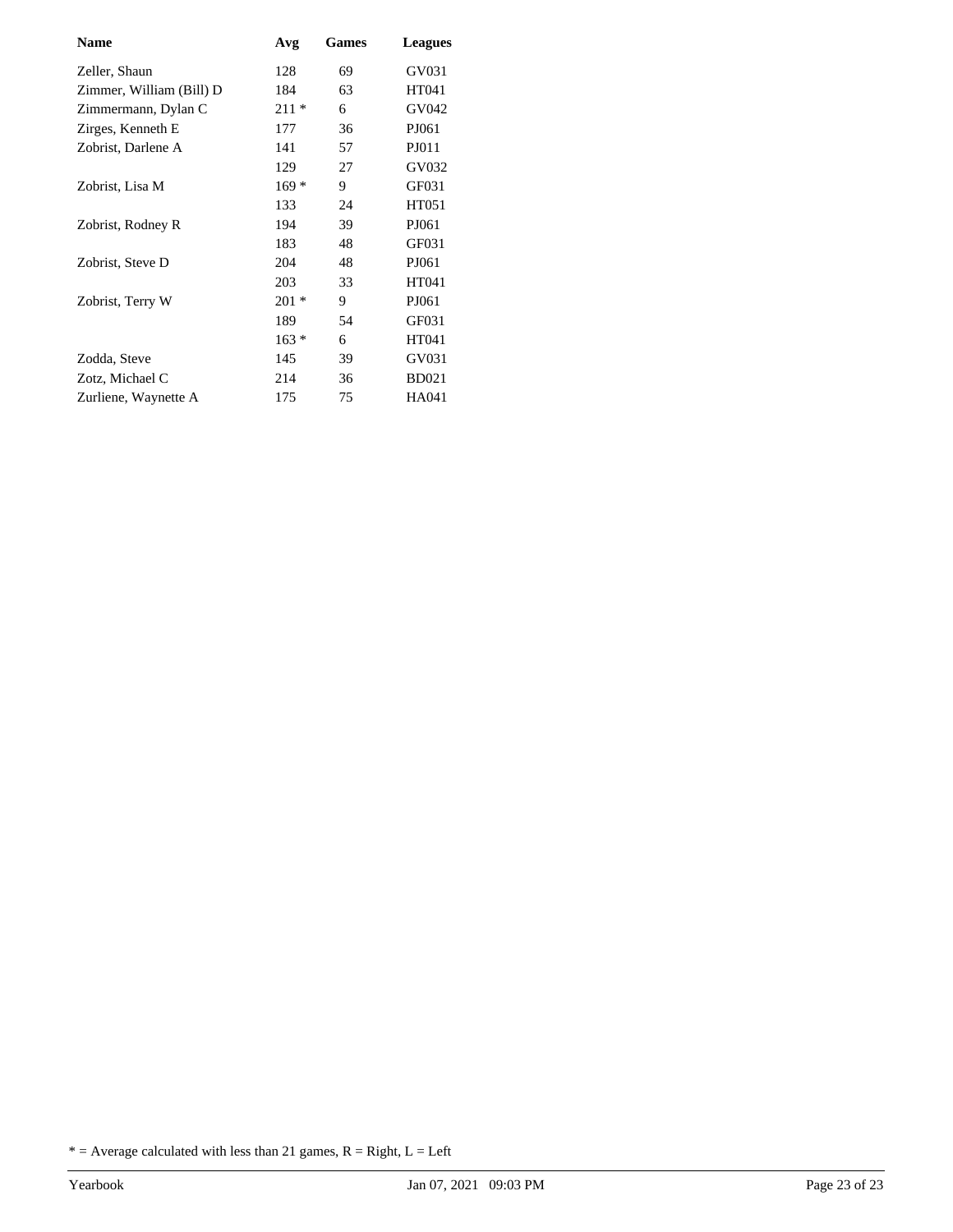| Name | Avg | Games | Leagues |
|---|---|---|---|
| Zeller, Shaun | 128 | 69 | GV031 |
| Zimmer, William (Bill) D | 184 | 63 | HT041 |
| Zimmermann, Dylan C | 211 * | 6 | GV042 |
| Zirges, Kenneth E | 177 | 36 | PJ061 |
| Zobrist, Darlene A | 141 | 57 | PJ011 |
| | 129 | 27 | GV032 |
| Zobrist, Lisa M | 169 * | 9 | GF031 |
| | 133 | 24 | HT051 |
| Zobrist, Rodney R | 194 | 39 | PJ061 |
| | 183 | 48 | GF031 |
| Zobrist, Steve D | 204 | 48 | PJ061 |
| | 203 | 33 | HT041 |
| Zobrist, Terry W | 201 * | 9 | PJ061 |
| | 189 | 54 | GF031 |
| | 163 * | 6 | HT041 |
| Zodda, Steve | 145 | 39 | GV031 |
| Zotz, Michael C | 214 | 36 | BD021 |
| Zurliene, Waynette A | 175 | 75 | HA041 |

* = Average calculated with less than 21 games, R = Right, L = Left